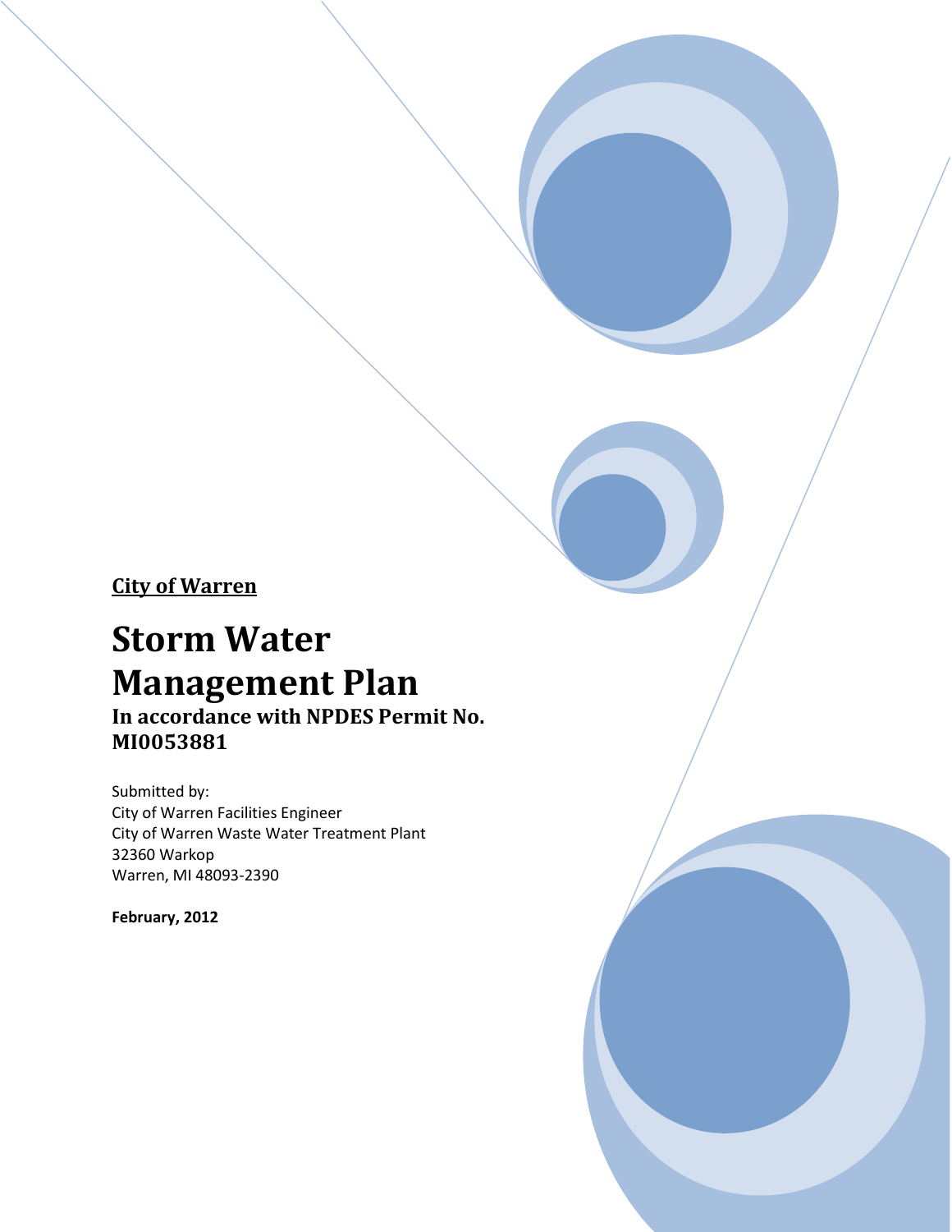**City of Warren**

# Storm Water Management Plan

## In accordance with NPDES Permit No. MI0053881

Submitted by:
City of Warren Facilities Engineer
City of Warren Waste Water Treatment Plant
32360 Warkop
Warren, MI 48093-2390

**February, 2012**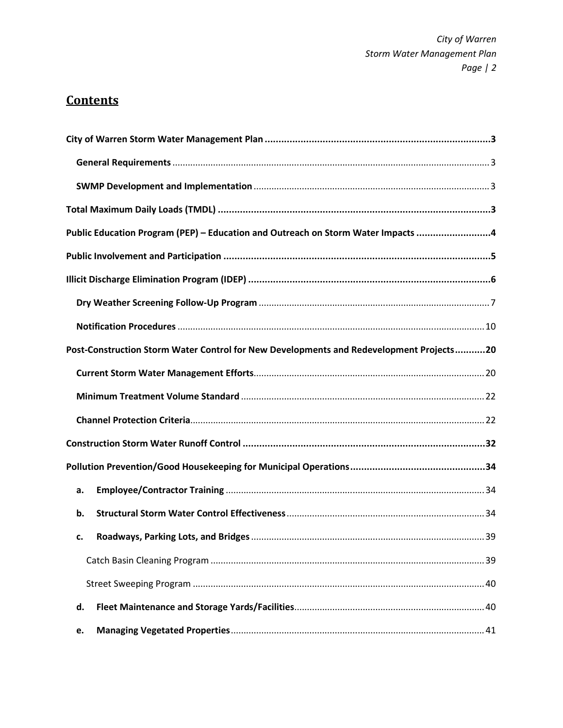## Contents

**City of Warren Storm Water Management Plan** ..................................................................................... **3**

  **General Requirements** ........................................................................................................................ 3

  **SWMP Development and Implementation** ........................................................................................ 3

**Total Maximum Daily Loads (TMDL)** ...................................................................................................... **3**

**Public Education Program (PEP) – Education and Outreach on Storm Water Impacts** ........................... **4**

**Public Involvement and Participation** ..................................................................................................... **5**

**Illicit Discharge Elimination Program (IDEP)** ........................................................................................... **6**

  **Dry Weather Screening Follow-Up Program** ....................................................................................... 7

  **Notification Procedures** ..................................................................................................................... 10

**Post-Construction Storm Water Control for New Developments and Redevelopment Projects** ........... **20**

  **Current Storm Water Management Efforts** ....................................................................................... 20

  **Minimum Treatment Volume Standard** ............................................................................................. 22

  **Channel Protection Criteria** ................................................................................................................ 22

**Construction Storm Water Runoff Control** ........................................................................................... **32**

**Pollution Prevention/Good Housekeeping for Municipal Operations** ................................................... **34**

  **a. Employee/Contractor Training** ...................................................................................................... 34

  **b. Structural Storm Water Control Effectiveness** .............................................................................. 34

  **c. Roadways, Parking Lots, and Bridges** ............................................................................................ 39

    Catch Basin Cleaning Program ............................................................................................................ 39

    Street Sweeping Program .................................................................................................................... 40

  **d. Fleet Maintenance and Storage Yards/Facilities** ............................................................................ 40

  **e. Managing Vegetated Properties** .................................................................................................... 41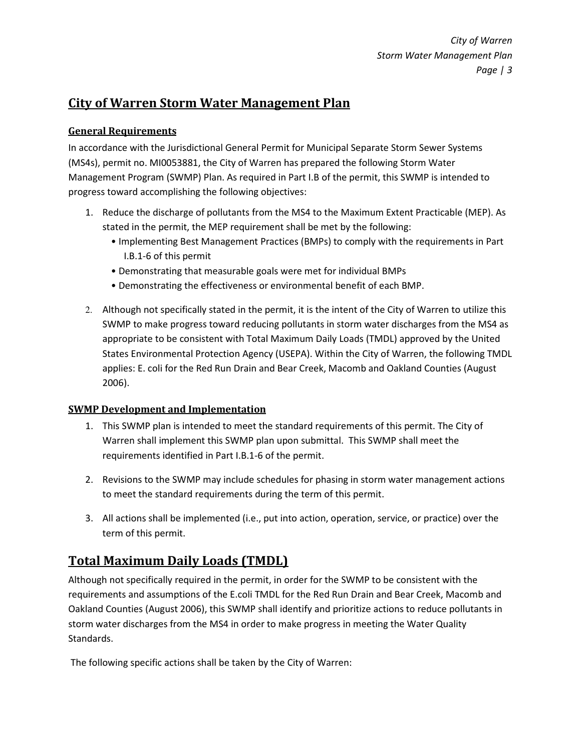# City of Warren Storm Water Management Plan

## General Requirements

In accordance with the Jurisdictional General Permit for Municipal Separate Storm Sewer Systems (MS4s), permit no. MI0053881, the City of Warren has prepared the following Storm Water Management Program (SWMP) Plan. As required in Part I.B of the permit, this SWMP is intended to progress toward accomplishing the following objectives:

1. Reduce the discharge of pollutants from the MS4 to the Maximum Extent Practicable (MEP). As stated in the permit, the MEP requirement shall be met by the following:
   - Implementing Best Management Practices (BMPs) to comply with the requirements in Part I.B.1-6 of this permit
   - Demonstrating that measurable goals were met for individual BMPs
   - Demonstrating the effectiveness or environmental benefit of each BMP.
2. Although not specifically stated in the permit, it is the intent of the City of Warren to utilize this SWMP to make progress toward reducing pollutants in storm water discharges from the MS4 as appropriate to be consistent with Total Maximum Daily Loads (TMDL) approved by the United States Environmental Protection Agency (USEPA). Within the City of Warren, the following TMDL applies: E. coli for the Red Run Drain and Bear Creek, Macomb and Oakland Counties (August 2006).

## SWMP Development and Implementation

1. This SWMP plan is intended to meet the standard requirements of this permit. The City of Warren shall implement this SWMP plan upon submittal. This SWMP shall meet the requirements identified in Part I.B.1-6 of the permit.
2. Revisions to the SWMP may include schedules for phasing in storm water management actions to meet the standard requirements during the term of this permit.
3. All actions shall be implemented (i.e., put into action, operation, service, or practice) over the term of this permit.

# Total Maximum Daily Loads (TMDL)

Although not specifically required in the permit, in order for the SWMP to be consistent with the requirements and assumptions of the E.coli TMDL for the Red Run Drain and Bear Creek, Macomb and Oakland Counties (August 2006), this SWMP shall identify and prioritize actions to reduce pollutants in storm water discharges from the MS4 in order to make progress in meeting the Water Quality Standards.

The following specific actions shall be taken by the City of Warren: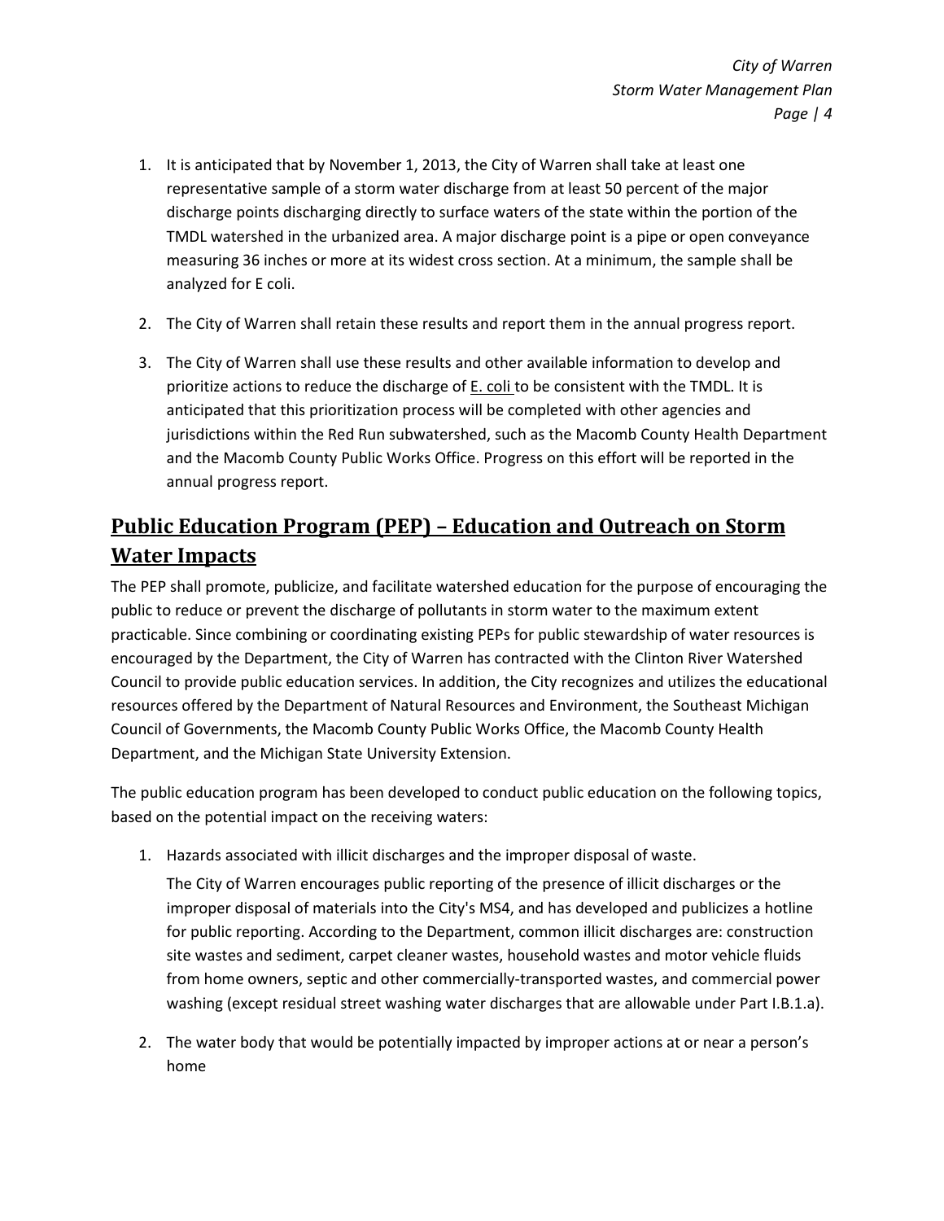1. It is anticipated that by November 1, 2013, the City of Warren shall take at least one representative sample of a storm water discharge from at least 50 percent of the major discharge points discharging directly to surface waters of the state within the portion of the TMDL watershed in the urbanized area. A major discharge point is a pipe or open conveyance measuring 36 inches or more at its widest cross section. At a minimum, the sample shall be analyzed for E coli.

2. The City of Warren shall retain these results and report them in the annual progress report.

3. The City of Warren shall use these results and other available information to develop and prioritize actions to reduce the discharge of E. coli to be consistent with the TMDL. It is anticipated that this prioritization process will be completed with other agencies and jurisdictions within the Red Run subwatershed, such as the Macomb County Health Department and the Macomb County Public Works Office. Progress on this effort will be reported in the annual progress report.

## Public Education Program (PEP) – Education and Outreach on Storm Water Impacts

The PEP shall promote, publicize, and facilitate watershed education for the purpose of encouraging the public to reduce or prevent the discharge of pollutants in storm water to the maximum extent practicable. Since combining or coordinating existing PEPs for public stewardship of water resources is encouraged by the Department, the City of Warren has contracted with the Clinton River Watershed Council to provide public education services. In addition, the City recognizes and utilizes the educational resources offered by the Department of Natural Resources and Environment, the Southeast Michigan Council of Governments, the Macomb County Public Works Office, the Macomb County Health Department, and the Michigan State University Extension.

The public education program has been developed to conduct public education on the following topics, based on the potential impact on the receiving waters:

1. Hazards associated with illicit discharges and the improper disposal of waste.

   The City of Warren encourages public reporting of the presence of illicit discharges or the improper disposal of materials into the City's MS4, and has developed and publicizes a hotline for public reporting. According to the Department, common illicit discharges are: construction site wastes and sediment, carpet cleaner wastes, household wastes and motor vehicle fluids from home owners, septic and other commercially-transported wastes, and commercial power washing (except residual street washing water discharges that are allowable under Part I.B.1.a).

2. The water body that would be potentially impacted by improper actions at or near a person's home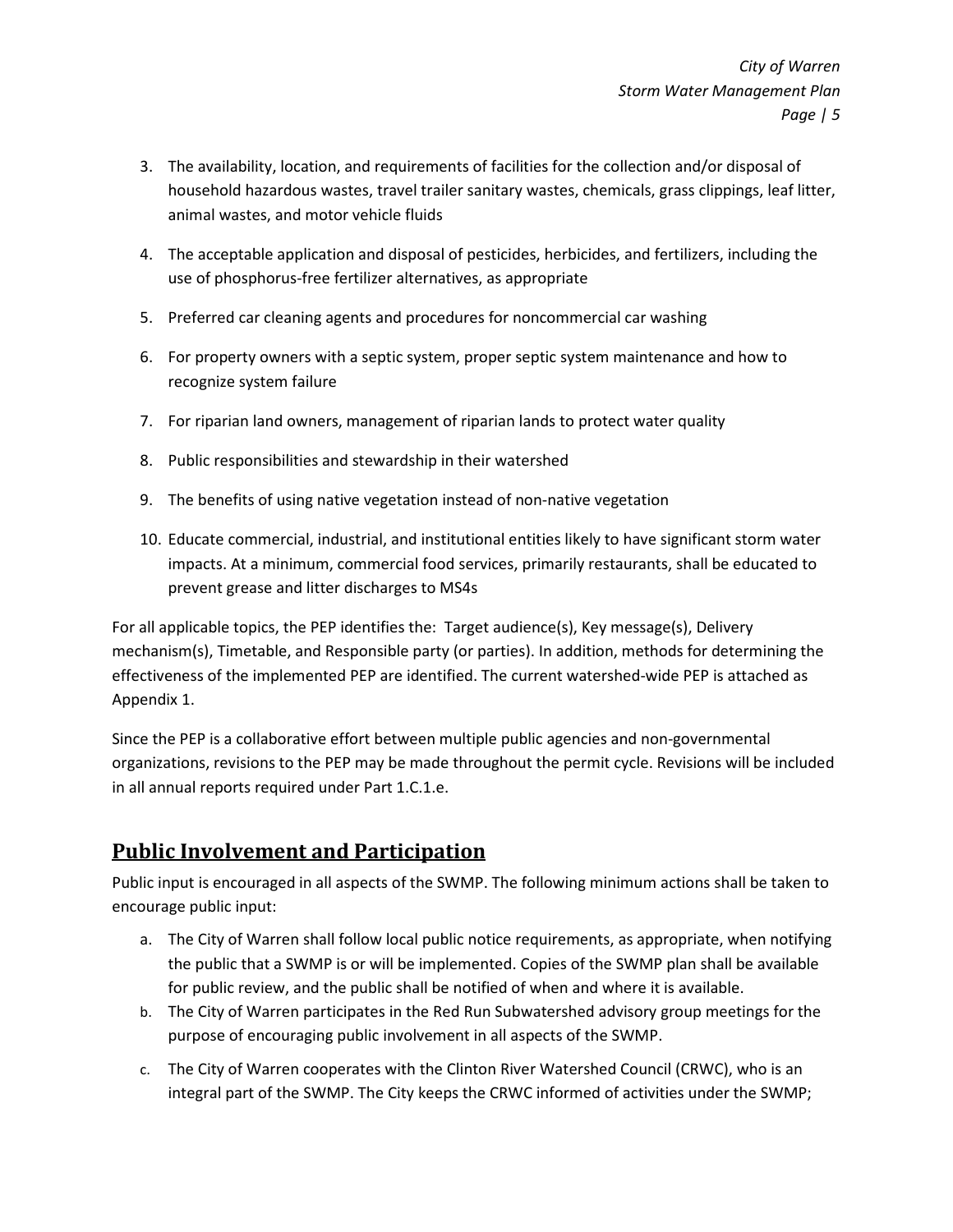3. The availability, location, and requirements of facilities for the collection and/or disposal of household hazardous wastes, travel trailer sanitary wastes, chemicals, grass clippings, leaf litter, animal wastes, and motor vehicle fluids

4. The acceptable application and disposal of pesticides, herbicides, and fertilizers, including the use of phosphorus-free fertilizer alternatives, as appropriate

5. Preferred car cleaning agents and procedures for noncommercial car washing

6. For property owners with a septic system, proper septic system maintenance and how to recognize system failure

7. For riparian land owners, management of riparian lands to protect water quality

8. Public responsibilities and stewardship in their watershed

9. The benefits of using native vegetation instead of non-native vegetation

10. Educate commercial, industrial, and institutional entities likely to have significant storm water impacts. At a minimum, commercial food services, primarily restaurants, shall be educated to prevent grease and litter discharges to MS4s

For all applicable topics, the PEP identifies the: Target audience(s), Key message(s), Delivery mechanism(s), Timetable, and Responsible party (or parties). In addition, methods for determining the effectiveness of the implemented PEP are identified. The current watershed-wide PEP is attached as Appendix 1.

Since the PEP is a collaborative effort between multiple public agencies and non-governmental organizations, revisions to the PEP may be made throughout the permit cycle. Revisions will be included in all annual reports required under Part 1.C.1.e.

## Public Involvement and Participation

Public input is encouraged in all aspects of the SWMP. The following minimum actions shall be taken to encourage public input:

a. The City of Warren shall follow local public notice requirements, as appropriate, when notifying the public that a SWMP is or will be implemented. Copies of the SWMP plan shall be available for public review, and the public shall be notified of when and where it is available.
b. The City of Warren participates in the Red Run Subwatershed advisory group meetings for the purpose of encouraging public involvement in all aspects of the SWMP.
c. The City of Warren cooperates with the Clinton River Watershed Council (CRWC), who is an integral part of the SWMP. The City keeps the CRWC informed of activities under the SWMP;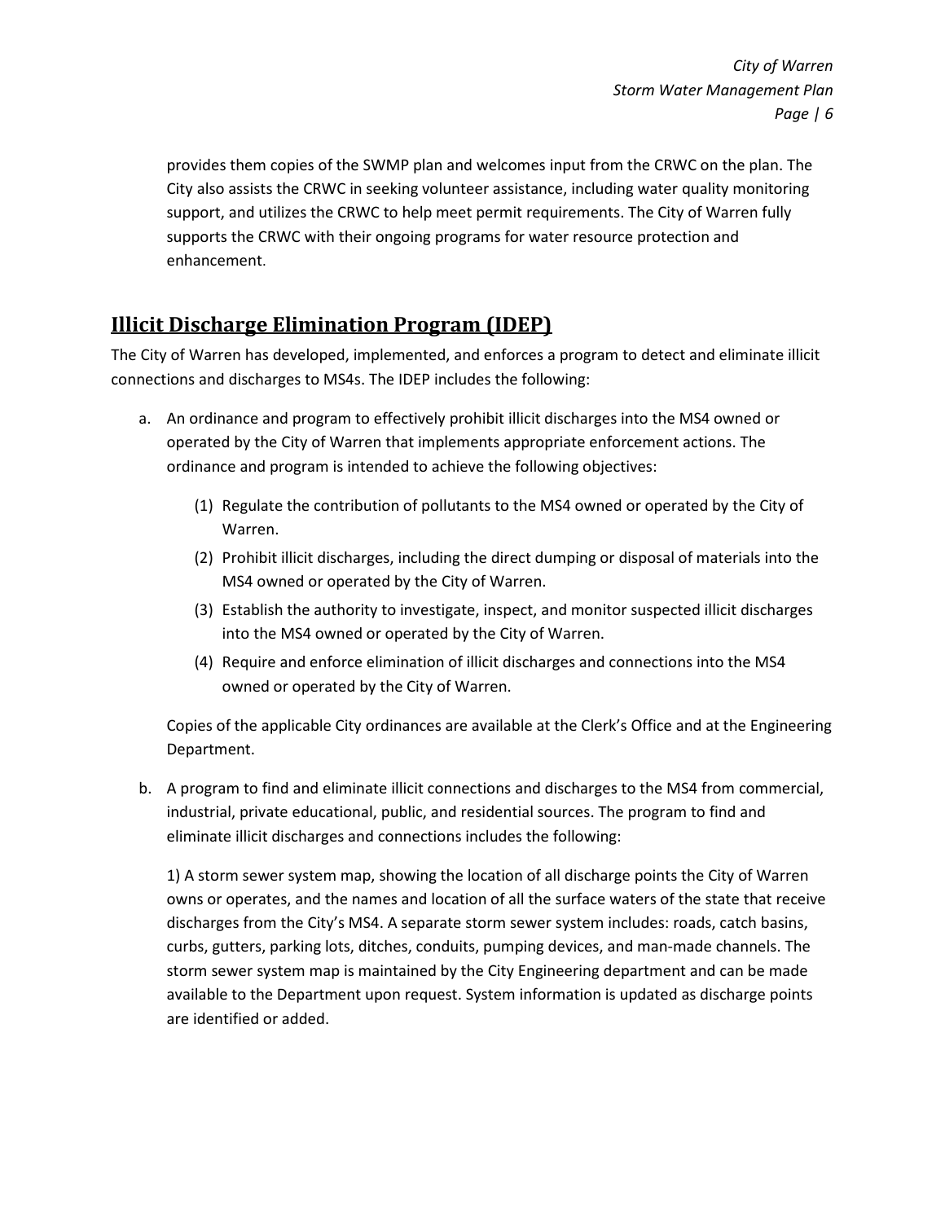provides them copies of the SWMP plan and welcomes input from the CRWC on the plan. The City also assists the CRWC in seeking volunteer assistance, including water quality monitoring support, and utilizes the CRWC to help meet permit requirements. The City of Warren fully supports the CRWC with their ongoing programs for water resource protection and enhancement.

## Illicit Discharge Elimination Program (IDEP)

The City of Warren has developed, implemented, and enforces a program to detect and eliminate illicit connections and discharges to MS4s. The IDEP includes the following:

a. An ordinance and program to effectively prohibit illicit discharges into the MS4 owned or operated by the City of Warren that implements appropriate enforcement actions. The ordinance and program is intended to achieve the following objectives:

   (1) Regulate the contribution of pollutants to the MS4 owned or operated by the City of Warren.

   (2) Prohibit illicit discharges, including the direct dumping or disposal of materials into the MS4 owned or operated by the City of Warren.

   (3) Establish the authority to investigate, inspect, and monitor suspected illicit discharges into the MS4 owned or operated by the City of Warren.

   (4) Require and enforce elimination of illicit discharges and connections into the MS4 owned or operated by the City of Warren.

   Copies of the applicable City ordinances are available at the Clerk's Office and at the Engineering Department.

b. A program to find and eliminate illicit connections and discharges to the MS4 from commercial, industrial, private educational, public, and residential sources. The program to find and eliminate illicit discharges and connections includes the following:

   1) A storm sewer system map, showing the location of all discharge points the City of Warren owns or operates, and the names and location of all the surface waters of the state that receive discharges from the City's MS4. A separate storm sewer system includes: roads, catch basins, curbs, gutters, parking lots, ditches, conduits, pumping devices, and man-made channels. The storm sewer system map is maintained by the City Engineering department and can be made available to the Department upon request. System information is updated as discharge points are identified or added.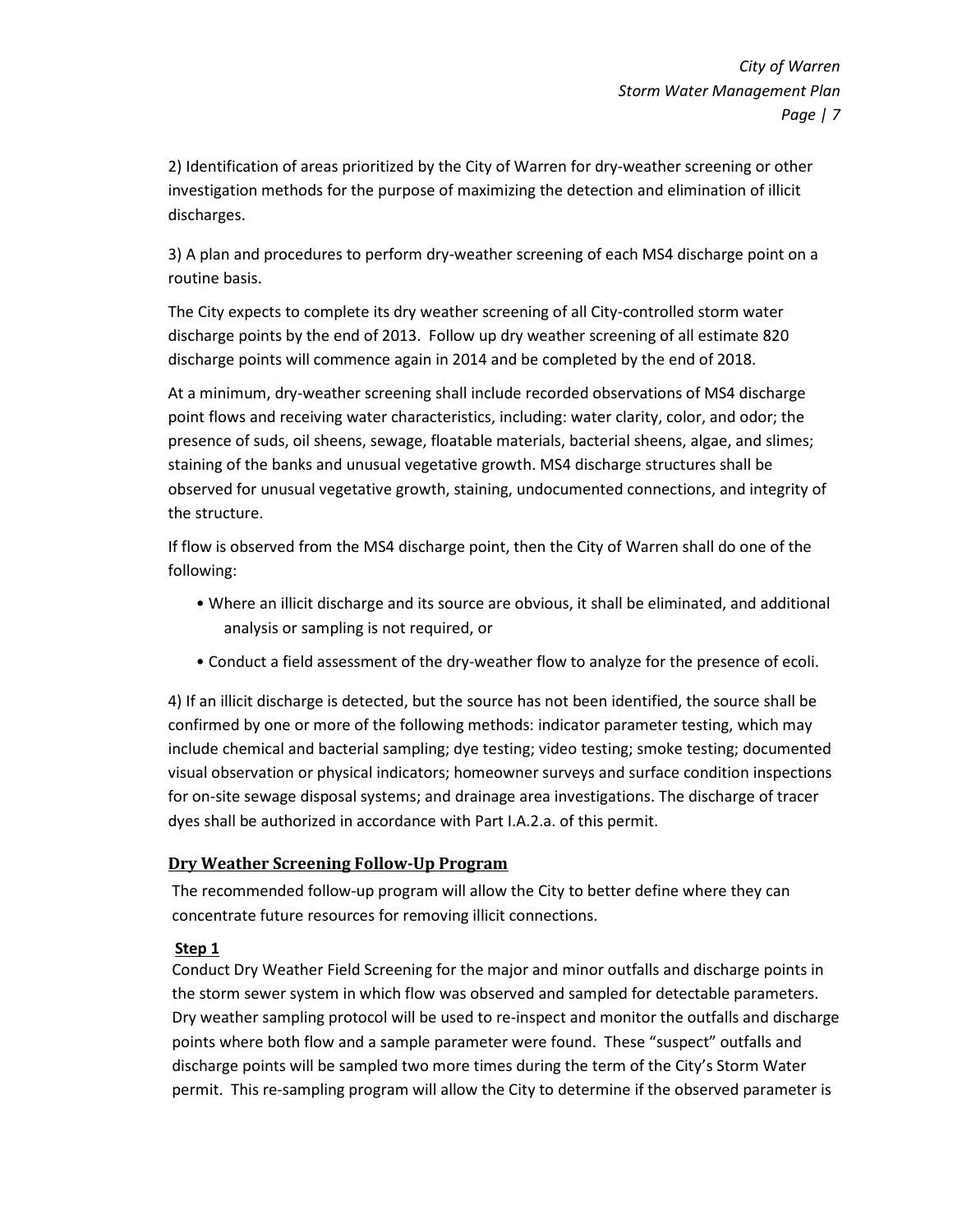2) Identification of areas prioritized by the City of Warren for dry-weather screening or other investigation methods for the purpose of maximizing the detection and elimination of illicit discharges.

3) A plan and procedures to perform dry-weather screening of each MS4 discharge point on a routine basis.

The City expects to complete its dry weather screening of all City-controlled storm water discharge points by the end of 2013. Follow up dry weather screening of all estimate 820 discharge points will commence again in 2014 and be completed by the end of 2018.

At a minimum, dry-weather screening shall include recorded observations of MS4 discharge point flows and receiving water characteristics, including: water clarity, color, and odor; the presence of suds, oil sheens, sewage, floatable materials, bacterial sheens, algae, and slimes; staining of the banks and unusual vegetative growth. MS4 discharge structures shall be observed for unusual vegetative growth, staining, undocumented connections, and integrity of the structure.

If flow is observed from the MS4 discharge point, then the City of Warren shall do one of the following:

- Where an illicit discharge and its source are obvious, it shall be eliminated, and additional analysis or sampling is not required, or
- Conduct a field assessment of the dry-weather flow to analyze for the presence of ecoli.

4) If an illicit discharge is detected, but the source has not been identified, the source shall be confirmed by one or more of the following methods: indicator parameter testing, which may include chemical and bacterial sampling; dye testing; video testing; smoke testing; documented visual observation or physical indicators; homeowner surveys and surface condition inspections for on-site sewage disposal systems; and drainage area investigations. The discharge of tracer dyes shall be authorized in accordance with Part I.A.2.a. of this permit.

## Dry Weather Screening Follow-Up Program

The recommended follow-up program will allow the City to better define where they can concentrate future resources for removing illicit connections.

**Step 1**

Conduct Dry Weather Field Screening for the major and minor outfalls and discharge points in the storm sewer system in which flow was observed and sampled for detectable parameters. Dry weather sampling protocol will be used to re-inspect and monitor the outfalls and discharge points where both flow and a sample parameter were found. These "suspect" outfalls and discharge points will be sampled two more times during the term of the City's Storm Water permit. This re-sampling program will allow the City to determine if the observed parameter is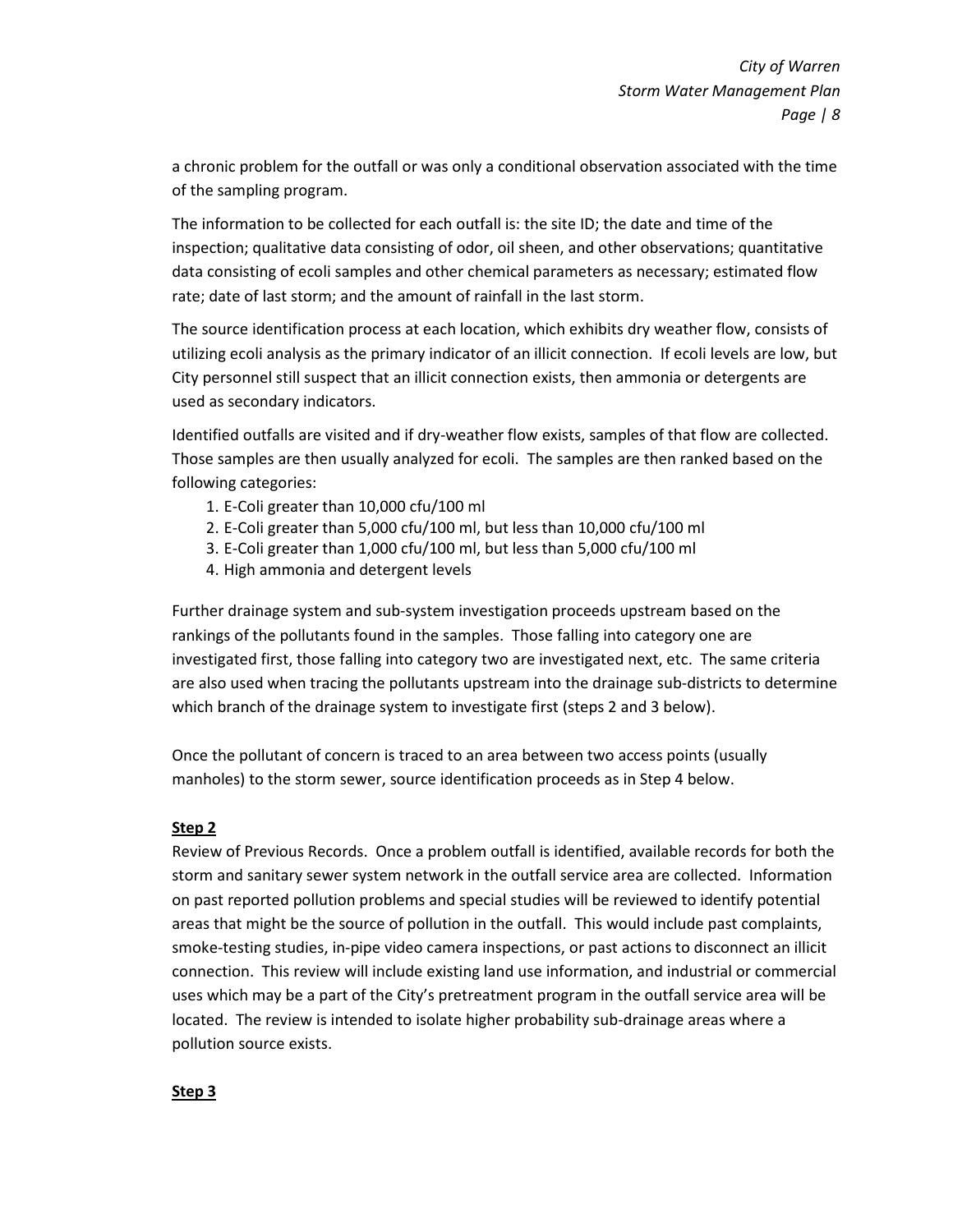a chronic problem for the outfall or was only a conditional observation associated with the time of the sampling program.

The information to be collected for each outfall is: the site ID; the date and time of the inspection; qualitative data consisting of odor, oil sheen, and other observations; quantitative data consisting of ecoli samples and other chemical parameters as necessary; estimated flow rate; date of last storm; and the amount of rainfall in the last storm.

The source identification process at each location, which exhibits dry weather flow, consists of utilizing ecoli analysis as the primary indicator of an illicit connection. If ecoli levels are low, but City personnel still suspect that an illicit connection exists, then ammonia or detergents are used as secondary indicators.

Identified outfalls are visited and if dry-weather flow exists, samples of that flow are collected. Those samples are then usually analyzed for ecoli. The samples are then ranked based on the following categories:

1. E-Coli greater than 10,000 cfu/100 ml
2. E-Coli greater than 5,000 cfu/100 ml, but less than 10,000 cfu/100 ml
3. E-Coli greater than 1,000 cfu/100 ml, but less than 5,000 cfu/100 ml
4. High ammonia and detergent levels

Further drainage system and sub-system investigation proceeds upstream based on the rankings of the pollutants found in the samples. Those falling into category one are investigated first, those falling into category two are investigated next, etc. The same criteria are also used when tracing the pollutants upstream into the drainage sub-districts to determine which branch of the drainage system to investigate first (steps 2 and 3 below).

Once the pollutant of concern is traced to an area between two access points (usually manholes) to the storm sewer, source identification proceeds as in Step 4 below.

**Step 2**

Review of Previous Records. Once a problem outfall is identified, available records for both the storm and sanitary sewer system network in the outfall service area are collected. Information on past reported pollution problems and special studies will be reviewed to identify potential areas that might be the source of pollution in the outfall. This would include past complaints, smoke-testing studies, in-pipe video camera inspections, or past actions to disconnect an illicit connection. This review will include existing land use information, and industrial or commercial uses which may be a part of the City's pretreatment program in the outfall service area will be located. The review is intended to isolate higher probability sub-drainage areas where a pollution source exists.

**Step 3**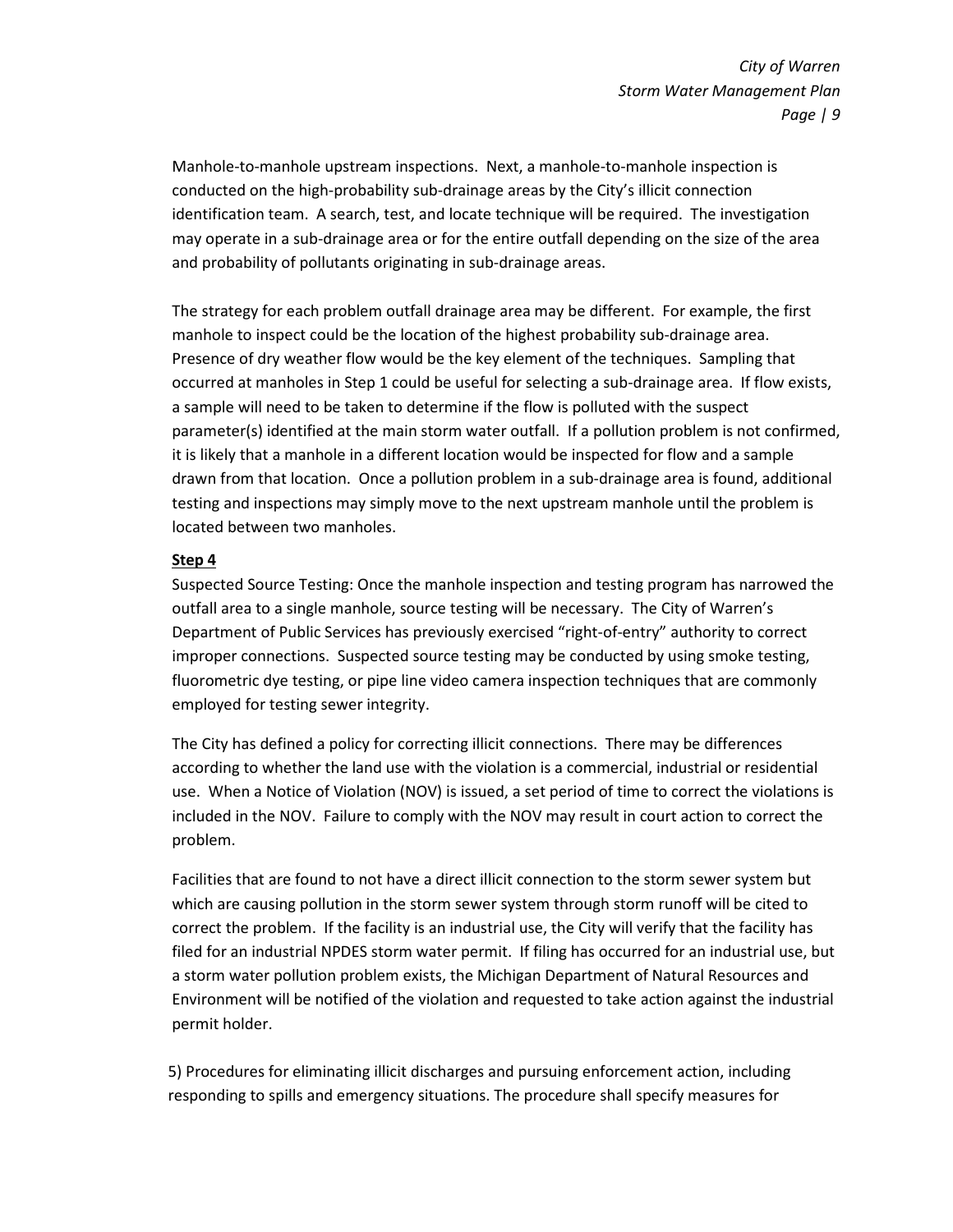Manhole-to-manhole upstream inspections. Next, a manhole-to-manhole inspection is conducted on the high-probability sub-drainage areas by the City's illicit connection identification team. A search, test, and locate technique will be required. The investigation may operate in a sub-drainage area or for the entire outfall depending on the size of the area and probability of pollutants originating in sub-drainage areas.

The strategy for each problem outfall drainage area may be different. For example, the first manhole to inspect could be the location of the highest probability sub-drainage area. Presence of dry weather flow would be the key element of the techniques. Sampling that occurred at manholes in Step 1 could be useful for selecting a sub-drainage area. If flow exists, a sample will need to be taken to determine if the flow is polluted with the suspect parameter(s) identified at the main storm water outfall. If a pollution problem is not confirmed, it is likely that a manhole in a different location would be inspected for flow and a sample drawn from that location. Once a pollution problem in a sub-drainage area is found, additional testing and inspections may simply move to the next upstream manhole until the problem is located between two manholes.

**Step 4**

Suspected Source Testing: Once the manhole inspection and testing program has narrowed the outfall area to a single manhole, source testing will be necessary. The City of Warren's Department of Public Services has previously exercised "right-of-entry" authority to correct improper connections. Suspected source testing may be conducted by using smoke testing, fluorometric dye testing, or pipe line video camera inspection techniques that are commonly employed for testing sewer integrity.

The City has defined a policy for correcting illicit connections. There may be differences according to whether the land use with the violation is a commercial, industrial or residential use. When a Notice of Violation (NOV) is issued, a set period of time to correct the violations is included in the NOV. Failure to comply with the NOV may result in court action to correct the problem.

Facilities that are found to not have a direct illicit connection to the storm sewer system but which are causing pollution in the storm sewer system through storm runoff will be cited to correct the problem. If the facility is an industrial use, the City will verify that the facility has filed for an industrial NPDES storm water permit. If filing has occurred for an industrial use, but a storm water pollution problem exists, the Michigan Department of Natural Resources and Environment will be notified of the violation and requested to take action against the industrial permit holder.

5) Procedures for eliminating illicit discharges and pursuing enforcement action, including responding to spills and emergency situations. The procedure shall specify measures for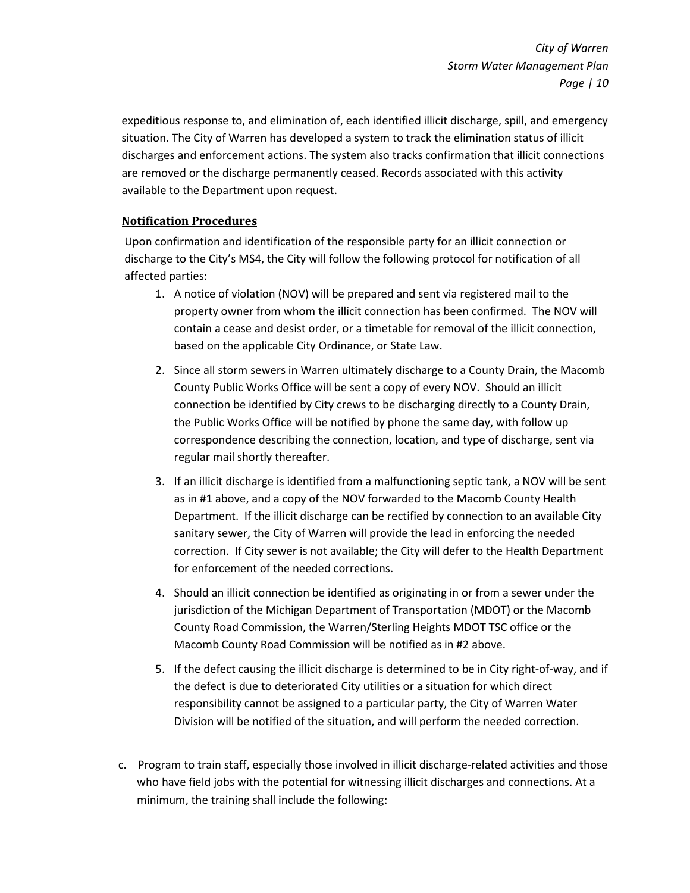expeditious response to, and elimination of, each identified illicit discharge, spill, and emergency situation. The City of Warren has developed a system to track the elimination status of illicit discharges and enforcement actions. The system also tracks confirmation that illicit connections are removed or the discharge permanently ceased. Records associated with this activity available to the Department upon request.

**Notification Procedures**

Upon confirmation and identification of the responsible party for an illicit connection or discharge to the City's MS4, the City will follow the following protocol for notification of all affected parties:

1. A notice of violation (NOV) will be prepared and sent via registered mail to the property owner from whom the illicit connection has been confirmed. The NOV will contain a cease and desist order, or a timetable for removal of the illicit connection, based on the applicable City Ordinance, or State Law.
2. Since all storm sewers in Warren ultimately discharge to a County Drain, the Macomb County Public Works Office will be sent a copy of every NOV. Should an illicit connection be identified by City crews to be discharging directly to a County Drain, the Public Works Office will be notified by phone the same day, with follow up correspondence describing the connection, location, and type of discharge, sent via regular mail shortly thereafter.
3. If an illicit discharge is identified from a malfunctioning septic tank, a NOV will be sent as in #1 above, and a copy of the NOV forwarded to the Macomb County Health Department. If the illicit discharge can be rectified by connection to an available City sanitary sewer, the City of Warren will provide the lead in enforcing the needed correction. If City sewer is not available; the City will defer to the Health Department for enforcement of the needed corrections.
4. Should an illicit connection be identified as originating in or from a sewer under the jurisdiction of the Michigan Department of Transportation (MDOT) or the Macomb County Road Commission, the Warren/Sterling Heights MDOT TSC office or the Macomb County Road Commission will be notified as in #2 above.
5. If the defect causing the illicit discharge is determined to be in City right-of-way, and if the defect is due to deteriorated City utilities or a situation for which direct responsibility cannot be assigned to a particular party, the City of Warren Water Division will be notified of the situation, and will perform the needed correction.

c. Program to train staff, especially those involved in illicit discharge-related activities and those who have field jobs with the potential for witnessing illicit discharges and connections. At a minimum, the training shall include the following: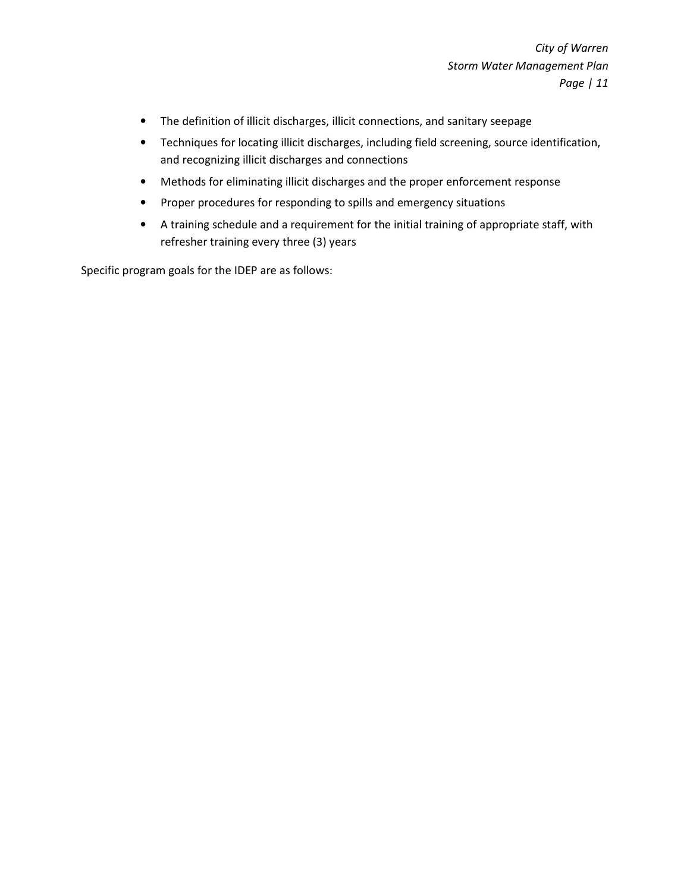- The definition of illicit discharges, illicit connections, and sanitary seepage
- Techniques for locating illicit discharges, including field screening, source identification, and recognizing illicit discharges and connections
- Methods for eliminating illicit discharges and the proper enforcement response
- Proper procedures for responding to spills and emergency situations
- A training schedule and a requirement for the initial training of appropriate staff, with refresher training every three (3) years

Specific program goals for the IDEP are as follows: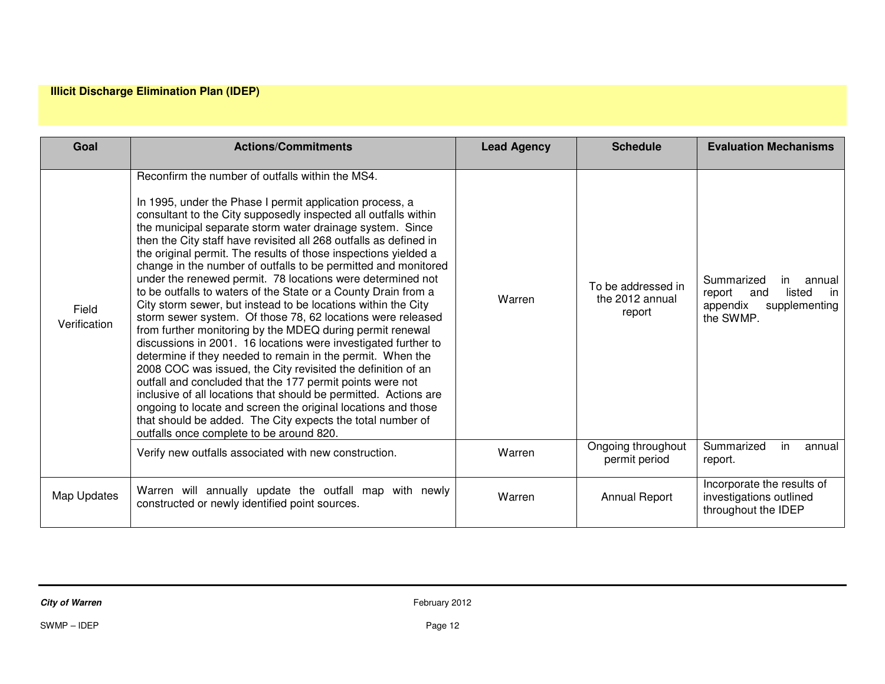**Illicit Discharge Elimination Plan (IDEP)**

| Goal | Actions/Commitments | Lead Agency | Schedule | Evaluation Mechanisms |
|---|---|---|---|---|
| Field Verification | Reconfirm the number of outfalls within the MS4.<br><br>In 1995, under the Phase I permit application process, a consultant to the City supposedly inspected all outfalls within the municipal separate storm water drainage system. Since then the City staff have revisited all 268 outfalls as defined in the original permit. The results of those inspections yielded a change in the number of outfalls to be permitted and monitored under the renewed permit. 78 locations were determined not to be outfalls to waters of the State or a County Drain from a City storm sewer, but instead to be locations within the City storm sewer system. Of those 78, 62 locations were released from further monitoring by the MDEQ during permit renewal discussions in 2001. 16 locations were investigated further to determine if they needed to remain in the permit. When the 2008 COC was issued, the City revisited the definition of an outfall and concluded that the 177 permit points were not inclusive of all locations that should be permitted. Actions are ongoing to locate and screen the original locations and those that should be added. The City expects the total number of outfalls once complete to be around 820. | Warren | To be addressed in the 2012 annual report | Summarized in annual report and listed in appendix supplementing the SWMP. |
| | Verify new outfalls associated with new construction. | Warren | Ongoing throughout permit period | Summarized in annual report. |
| Map Updates | Warren will annually update the outfall map with newly constructed or newly identified point sources. | Warren | Annual Report | Incorporate the results of investigations outlined throughout the IDEP |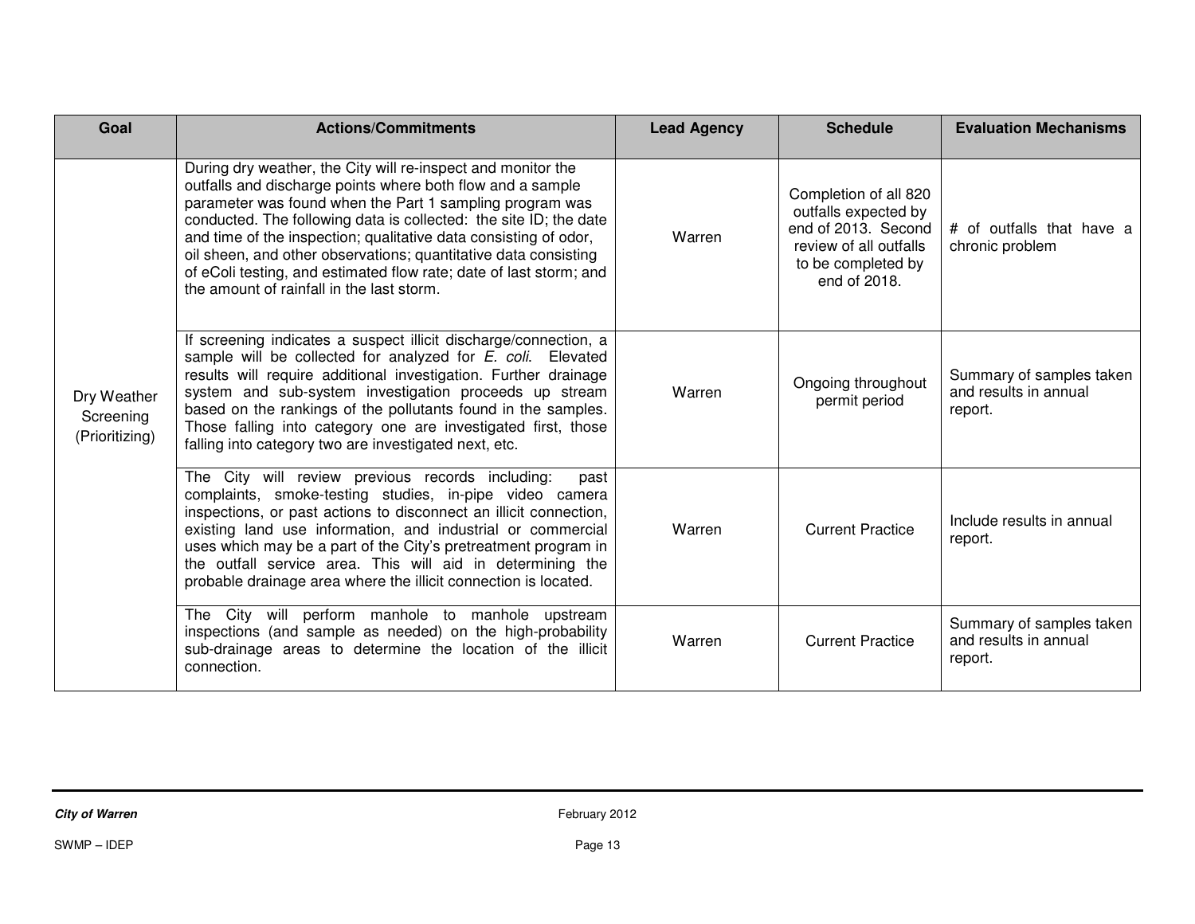| Goal | Actions/Commitments | Lead Agency | Schedule | Evaluation Mechanisms |
|---|---|---|---|---|
| Dry Weather Screening (Prioritizing) | During dry weather, the City will re-inspect and monitor the outfalls and discharge points where both flow and a sample parameter was found when the Part 1 sampling program was conducted. The following data is collected: the site ID; the date and time of the inspection; qualitative data consisting of odor, oil sheen, and other observations; quantitative data consisting of eColi testing, and estimated flow rate; date of last storm; and the amount of rainfall in the last storm. | Warren | Completion of all 820 outfalls expected by end of 2013. Second review of all outfalls to be completed by end of 2018. | # of outfalls that have a chronic problem |
| | If screening indicates a suspect illicit discharge/connection, a sample will be collected for analyzed for *E. coli*. Elevated results will require additional investigation. Further drainage system and sub-system investigation proceeds up stream based on the rankings of the pollutants found in the samples. Those falling into category one are investigated first, those falling into category two are investigated next, etc. | Warren | Ongoing throughout permit period | Summary of samples taken and results in annual report. |
| | The City will review previous records including: past complaints, smoke-testing studies, in-pipe video camera inspections, or past actions to disconnect an illicit connection, existing land use information, and industrial or commercial uses which may be a part of the City's pretreatment program in the outfall service area. This will aid in determining the probable drainage area where the illicit connection is located. | Warren | Current Practice | Include results in annual report. |
| | The City will perform manhole to manhole upstream inspections (and sample as needed) on the high-probability sub-drainage areas to determine the location of the illicit connection. | Warren | Current Practice | Summary of samples taken and results in annual report. |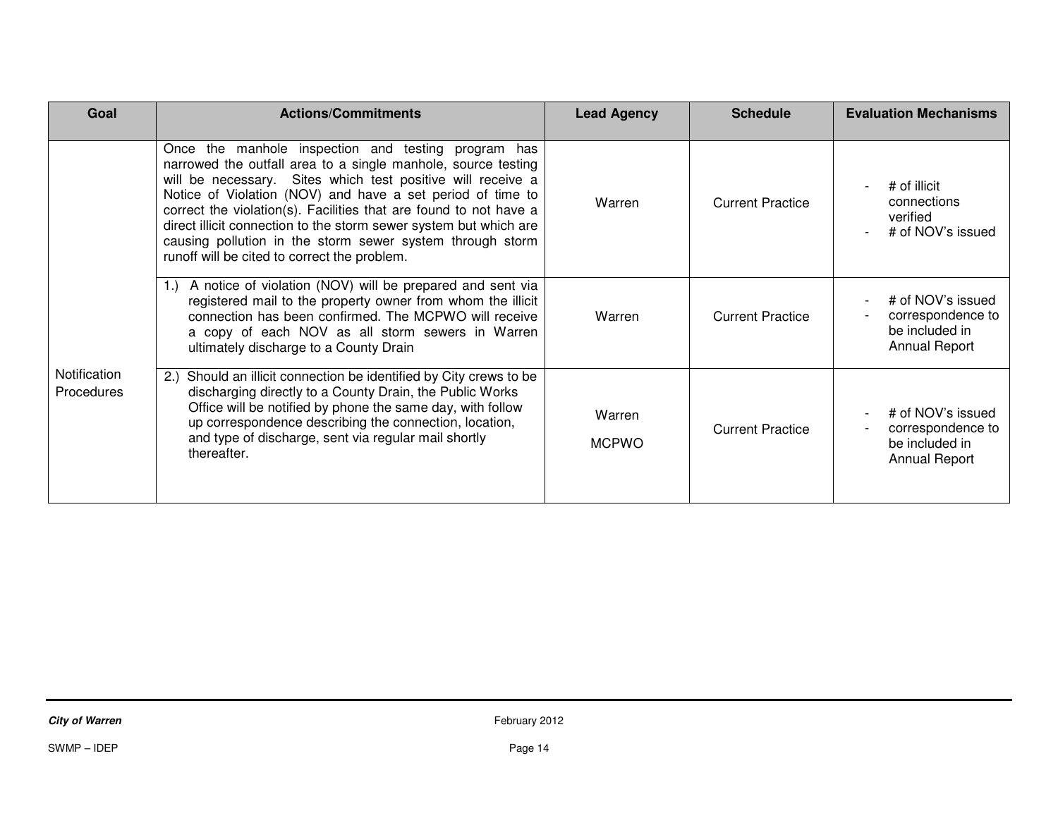| Goal | Actions/Commitments | Lead Agency | Schedule | Evaluation Mechanisms |
|---|---|---|---|---|
| | Once the manhole inspection and testing program has narrowed the outfall area to a single manhole, source testing will be necessary. Sites which test positive will receive a Notice of Violation (NOV) and have a set period of time to correct the violation(s). Facilities that are found to not have a direct illicit connection to the storm sewer system but which are causing pollution in the storm sewer system through storm runoff will be cited to correct the problem. | Warren | Current Practice | - # of illicit connections verified<br>- # of NOV's issued |
| Notification Procedures | 1.) A notice of violation (NOV) will be prepared and sent via registered mail to the property owner from whom the illicit connection has been confirmed. The MCPWO will receive a copy of each NOV as all storm sewers in Warren ultimately discharge to a County Drain | Warren | Current Practice | - # of NOV's issued<br>- correspondence to be included in Annual Report |
| | 2.) Should an illicit connection be identified by City crews to be discharging directly to a County Drain, the Public Works Office will be notified by phone the same day, with follow up correspondence describing the connection, location, and type of discharge, sent via regular mail shortly thereafter. | Warren<br>MCPWO | Current Practice | - # of NOV's issued<br>- correspondence to be included in Annual Report |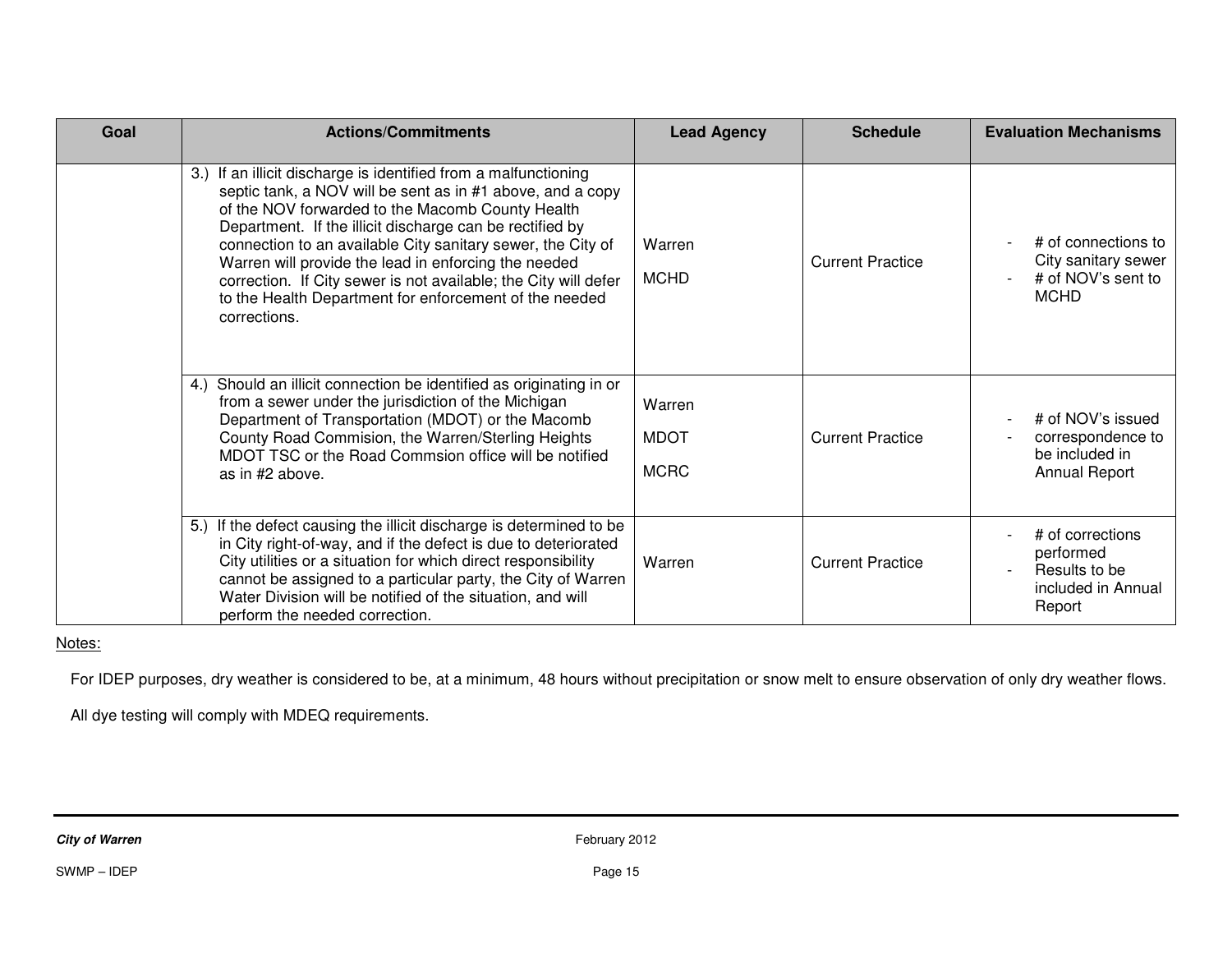| Goal | Actions/Commitments | Lead Agency | Schedule | Evaluation Mechanisms |
|---|---|---|---|---|
| | 3.) If an illicit discharge is identified from a malfunctioning septic tank, a NOV will be sent as in #1 above, and a copy of the NOV forwarded to the Macomb County Health Department. If the illicit discharge can be rectified by connection to an available City sanitary sewer, the City of Warren will provide the lead in enforcing the needed correction. If City sewer is not available; the City will defer to the Health Department for enforcement of the needed corrections. | Warren<br>MCHD | Current Practice | - # of connections to City sanitary sewer<br>- # of NOV's sent to MCHD |
| | 4.) Should an illicit connection be identified as originating in or from a sewer under the jurisdiction of the Michigan Department of Transportation (MDOT) or the Macomb County Road Commision, the Warren/Sterling Heights MDOT TSC or the Road Commsion office will be notified as in #2 above. | Warren<br>MDOT<br>MCRC | Current Practice | - # of NOV's issued<br>- correspondence to be included in Annual Report |
| | 5.) If the defect causing the illicit discharge is determined to be in City right-of-way, and if the defect is due to deteriorated City utilities or a situation for which direct responsibility cannot be assigned to a particular party, the City of Warren Water Division will be notified of the situation, and will perform the needed correction. | Warren | Current Practice | - # of corrections performed<br>- Results to be included in Annual Report |

Notes:

For IDEP purposes, dry weather is considered to be, at a minimum, 48 hours without precipitation or snow melt to ensure observation of only dry weather flows.

All dye testing will comply with MDEQ requirements.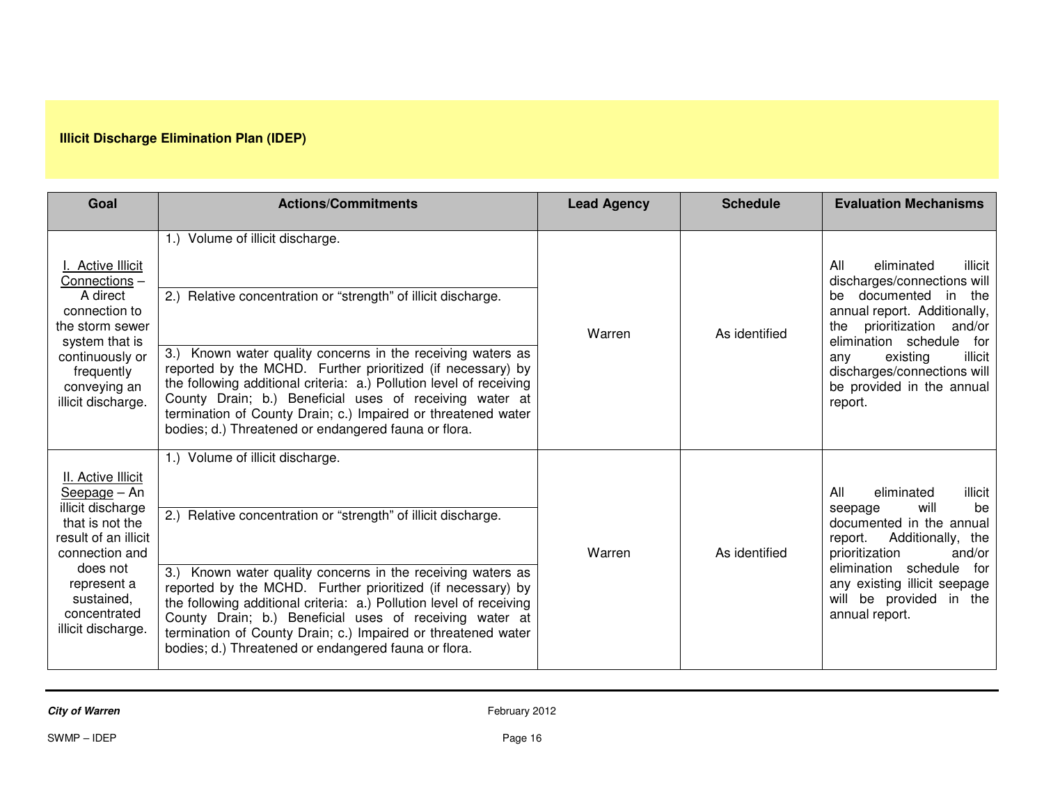**Illicit Discharge Elimination Plan (IDEP)**

| Goal | Actions/Commitments | Lead Agency | Schedule | Evaluation Mechanisms |
|---|---|---|---|---|
| I. Active Illicit Connections – A direct connection to the storm sewer system that is continuously or frequently conveying an illicit discharge. | 1.) Volume of illicit discharge.<br><br>2.) Relative concentration or "strength" of illicit discharge.<br><br>3.) Known water quality concerns in the receiving waters as reported by the MCHD. Further prioritized (if necessary) by the following additional criteria: a.) Pollution level of receiving County Drain; b.) Beneficial uses of receiving water at termination of County Drain; c.) Impaired or threatened water bodies; d.) Threatened or endangered fauna or flora. | Warren | As identified | All eliminated illicit discharges/connections will be documented in the annual report. Additionally, the prioritization and/or elimination schedule for any existing illicit discharges/connections will be provided in the annual report. |
| II. Active Illicit Seepage – An illicit discharge that is not the result of an illicit connection and does not represent a sustained, concentrated illicit discharge. | 1.) Volume of illicit discharge.<br><br>2.) Relative concentration or "strength" of illicit discharge.<br><br>3.) Known water quality concerns in the receiving waters as reported by the MCHD. Further prioritized (if necessary) by the following additional criteria: a.) Pollution level of receiving County Drain; b.) Beneficial uses of receiving water at termination of County Drain; c.) Impaired or threatened water bodies; d.) Threatened or endangered fauna or flora. | Warren | As identified | All eliminated illicit seepage will be documented in the annual report. Additionally, the prioritization and/or elimination schedule for any existing illicit seepage will be provided in the annual report. |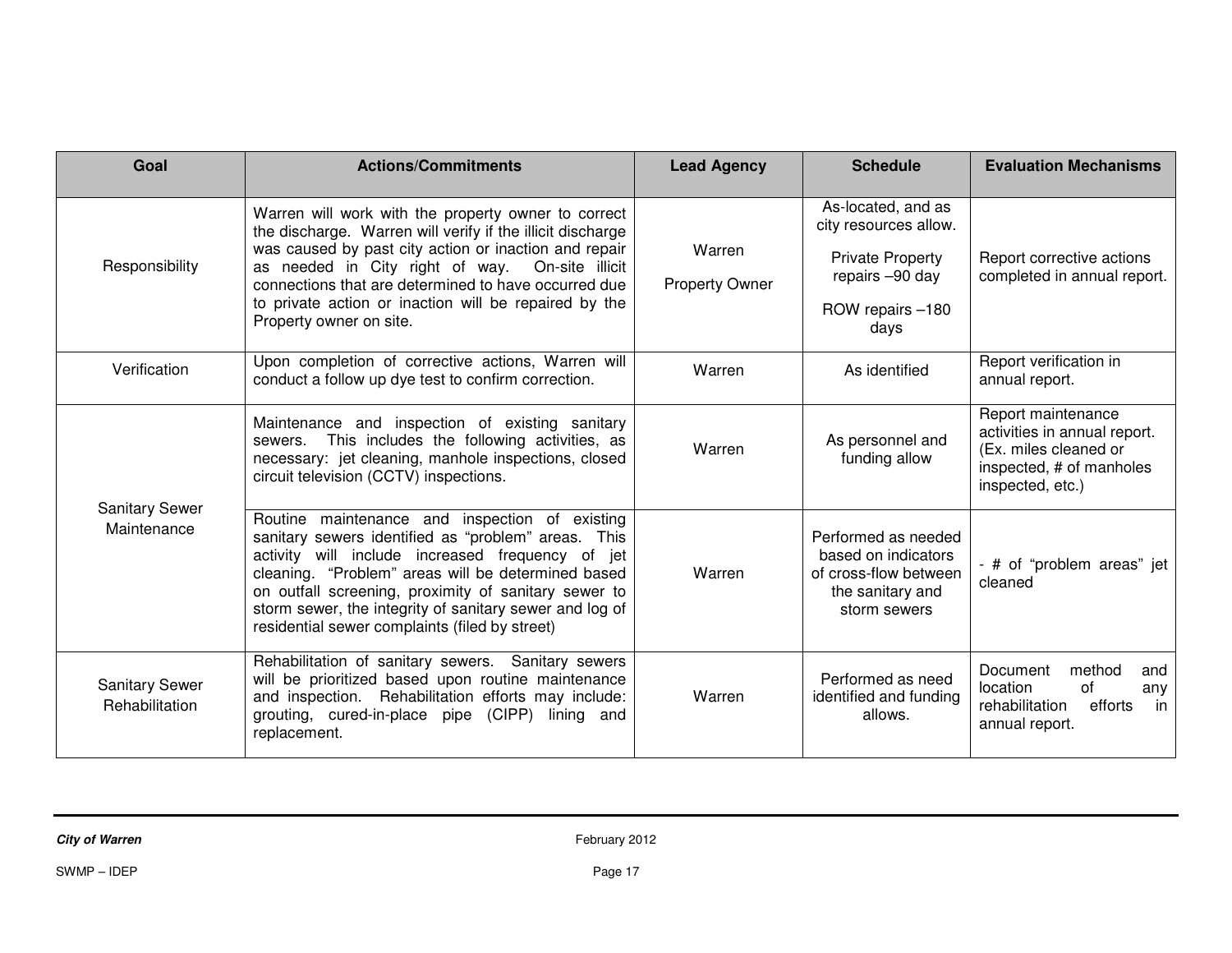| Goal | Actions/Commitments | Lead Agency | Schedule | Evaluation Mechanisms |
|---|---|---|---|---|
| Responsibility | Warren will work with the property owner to correct the discharge. Warren will verify if the illicit discharge was caused by past city action or inaction and repair as needed in City right of way. On-site illicit connections that are determined to have occurred due to private action or inaction will be repaired by the Property owner on site. | Warren<br><br>Property Owner | As-located, and as city resources allow.<br><br>Private Property repairs –90 day<br><br>ROW repairs –180 days | Report corrective actions completed in annual report. |
| Verification | Upon completion of corrective actions, Warren will conduct a follow up dye test to confirm correction. | Warren | As identified | Report verification in annual report. |
| Sanitary Sewer Maintenance | Maintenance and inspection of existing sanitary sewers. This includes the following activities, as necessary: jet cleaning, manhole inspections, closed circuit television (CCTV) inspections. | Warren | As personnel and funding allow | Report maintenance activities in annual report. (Ex. miles cleaned or inspected, # of manholes inspected, etc.) |
| | Routine maintenance and inspection of existing sanitary sewers identified as "problem" areas. This activity will include increased frequency of jet cleaning. "Problem" areas will be determined based on outfall screening, proximity of sanitary sewer to storm sewer, the integrity of sanitary sewer and log of residential sewer complaints (filed by street) | Warren | Performed as needed based on indicators of cross-flow between the sanitary and storm sewers | - # of "problem areas" jet cleaned |
| Sanitary Sewer Rehabilitation | Rehabilitation of sanitary sewers. Sanitary sewers will be prioritized based upon routine maintenance and inspection. Rehabilitation efforts may include: grouting, cured-in-place pipe (CIPP) lining and replacement. | Warren | Performed as need identified and funding allows. | Document method and location of any rehabilitation efforts in annual report. |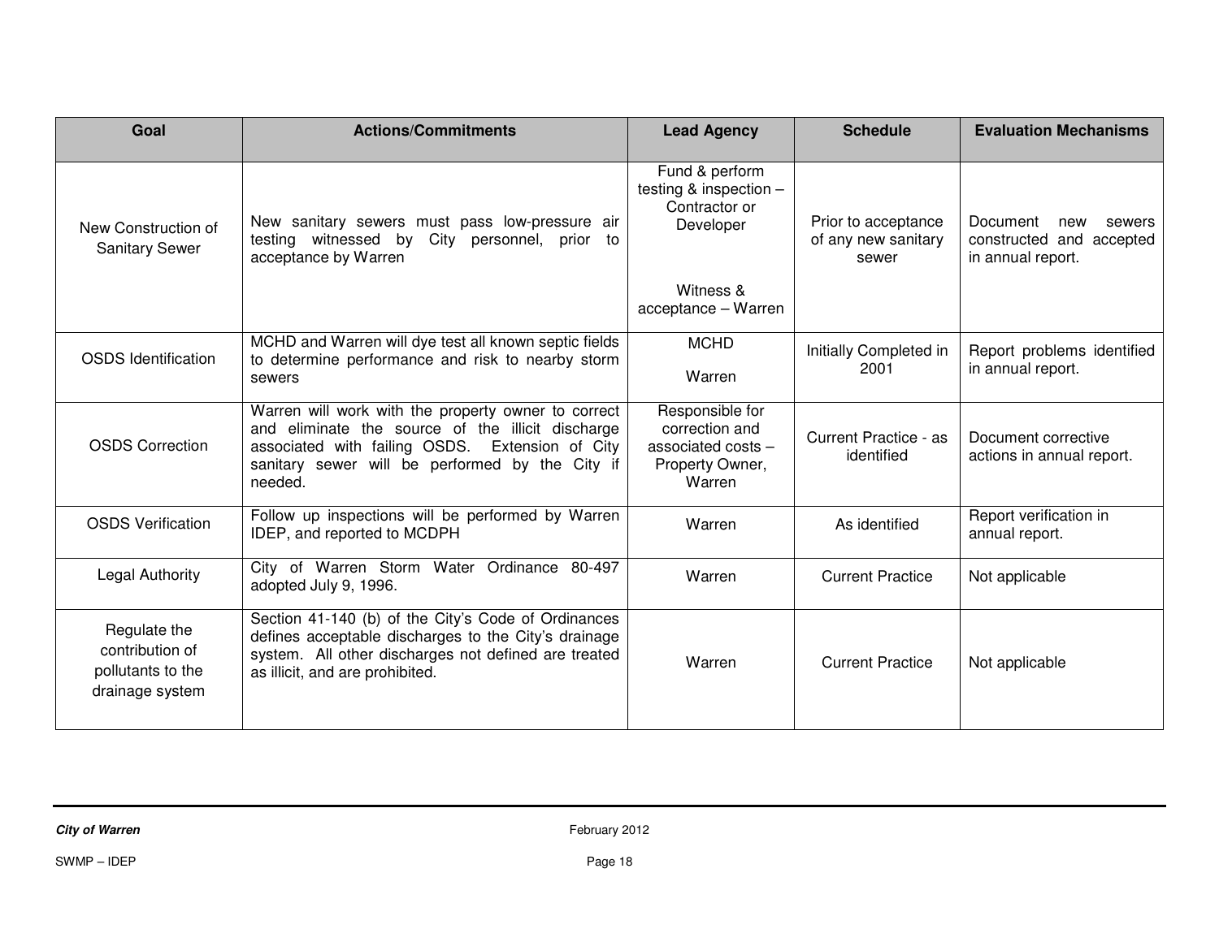| Goal | Actions/Commitments | Lead Agency | Schedule | Evaluation Mechanisms |
|---|---|---|---|---|
| New Construction of Sanitary Sewer | New sanitary sewers must pass low-pressure air testing witnessed by City personnel, prior to acceptance by Warren | Fund & perform testing & inspection – Contractor or Developer<br><br>Witness & acceptance – Warren | Prior to acceptance of any new sanitary sewer | Document new sewers constructed and accepted in annual report. |
| OSDS Identification | MCHD and Warren will dye test all known septic fields to determine performance and risk to nearby storm sewers | MCHD<br><br>Warren | Initially Completed in 2001 | Report problems identified in annual report. |
| OSDS Correction | Warren will work with the property owner to correct and eliminate the source of the illicit discharge associated with failing OSDS. Extension of City sanitary sewer will be performed by the City if needed. | Responsible for correction and associated costs – Property Owner, Warren | Current Practice - as identified | Document corrective actions in annual report. |
| OSDS Verification | Follow up inspections will be performed by Warren IDEP, and reported to MCDPH | Warren | As identified | Report verification in annual report. |
| Legal Authority | City of Warren Storm Water Ordinance 80-497 adopted July 9, 1996. | Warren | Current Practice | Not applicable |
| Regulate the contribution of pollutants to the drainage system | Section 41-140 (b) of the City's Code of Ordinances defines acceptable discharges to the City's drainage system. All other discharges not defined are treated as illicit, and are prohibited. | Warren | Current Practice | Not applicable |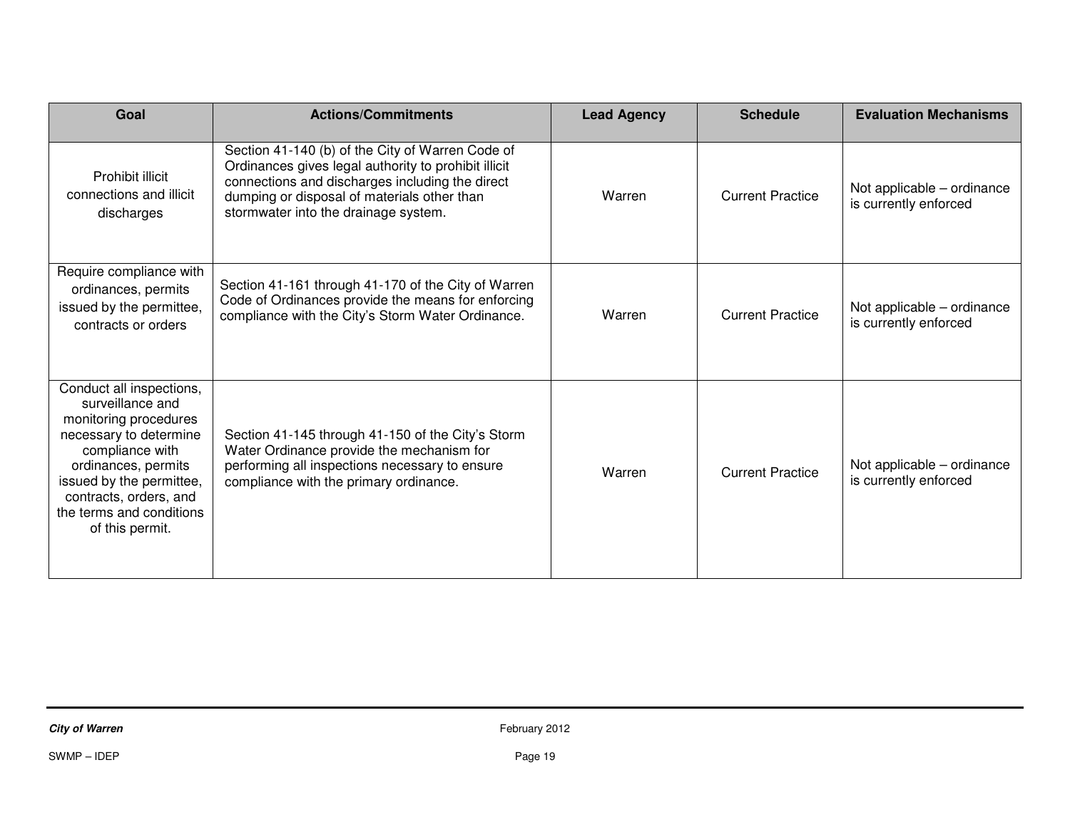| Goal | Actions/Commitments | Lead Agency | Schedule | Evaluation Mechanisms |
|---|---|---|---|---|
| Prohibit illicit connections and illicit discharges | Section 41-140 (b) of the City of Warren Code of Ordinances gives legal authority to prohibit illicit connections and discharges including the direct dumping or disposal of materials other than stormwater into the drainage system. | Warren | Current Practice | Not applicable – ordinance is currently enforced |
| Require compliance with ordinances, permits issued by the permittee, contracts or orders | Section 41-161 through 41-170 of the City of Warren Code of Ordinances provide the means for enforcing compliance with the City's Storm Water Ordinance. | Warren | Current Practice | Not applicable – ordinance is currently enforced |
| Conduct all inspections, surveillance and monitoring procedures necessary to determine compliance with ordinances, permits issued by the permittee, contracts, orders, and the terms and conditions of this permit. | Section 41-145 through 41-150 of the City's Storm Water Ordinance provide the mechanism for performing all inspections necessary to ensure compliance with the primary ordinance. | Warren | Current Practice | Not applicable – ordinance is currently enforced |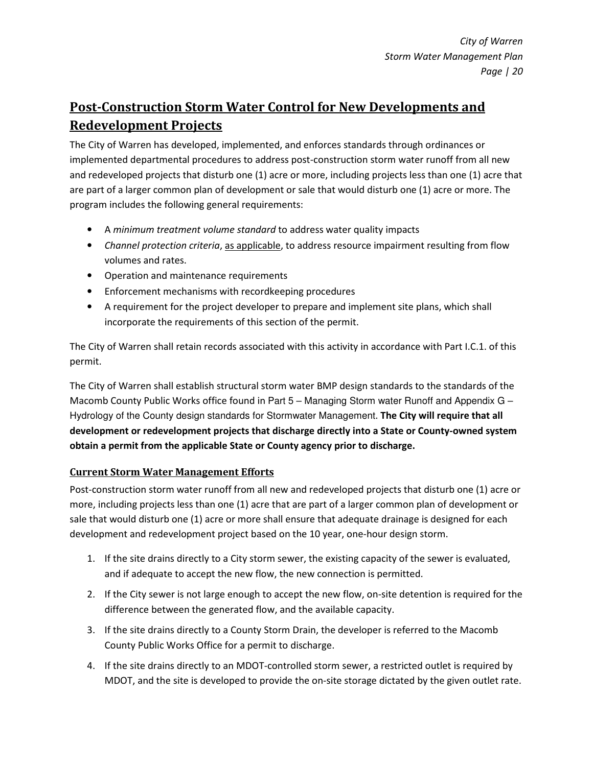## Post-Construction Storm Water Control for New Developments and Redevelopment Projects

The City of Warren has developed, implemented, and enforces standards through ordinances or implemented departmental procedures to address post-construction storm water runoff from all new and redeveloped projects that disturb one (1) acre or more, including projects less than one (1) acre that are part of a larger common plan of development or sale that would disturb one (1) acre or more. The program includes the following general requirements:

- A *minimum treatment volume standard* to address water quality impacts
- *Channel protection criteria*, as applicable, to address resource impairment resulting from flow volumes and rates.
- Operation and maintenance requirements
- Enforcement mechanisms with recordkeeping procedures
- A requirement for the project developer to prepare and implement site plans, which shall incorporate the requirements of this section of the permit.

The City of Warren shall retain records associated with this activity in accordance with Part I.C.1. of this permit.

The City of Warren shall establish structural storm water BMP design standards to the standards of the Macomb County Public Works office found in Part 5 – Managing Storm water Runoff and Appendix G – Hydrology of the County design standards for Stormwater Management. **The City will require that all development or redevelopment projects that discharge directly into a State or County-owned system obtain a permit from the applicable State or County agency prior to discharge.**

### Current Storm Water Management Efforts

Post-construction storm water runoff from all new and redeveloped projects that disturb one (1) acre or more, including projects less than one (1) acre that are part of a larger common plan of development or sale that would disturb one (1) acre or more shall ensure that adequate drainage is designed for each development and redevelopment project based on the 10 year, one-hour design storm.

1. If the site drains directly to a City storm sewer, the existing capacity of the sewer is evaluated, and if adequate to accept the new flow, the new connection is permitted.
2. If the City sewer is not large enough to accept the new flow, on-site detention is required for the difference between the generated flow, and the available capacity.
3. If the site drains directly to a County Storm Drain, the developer is referred to the Macomb County Public Works Office for a permit to discharge.
4. If the site drains directly to an MDOT-controlled storm sewer, a restricted outlet is required by MDOT, and the site is developed to provide the on-site storage dictated by the given outlet rate.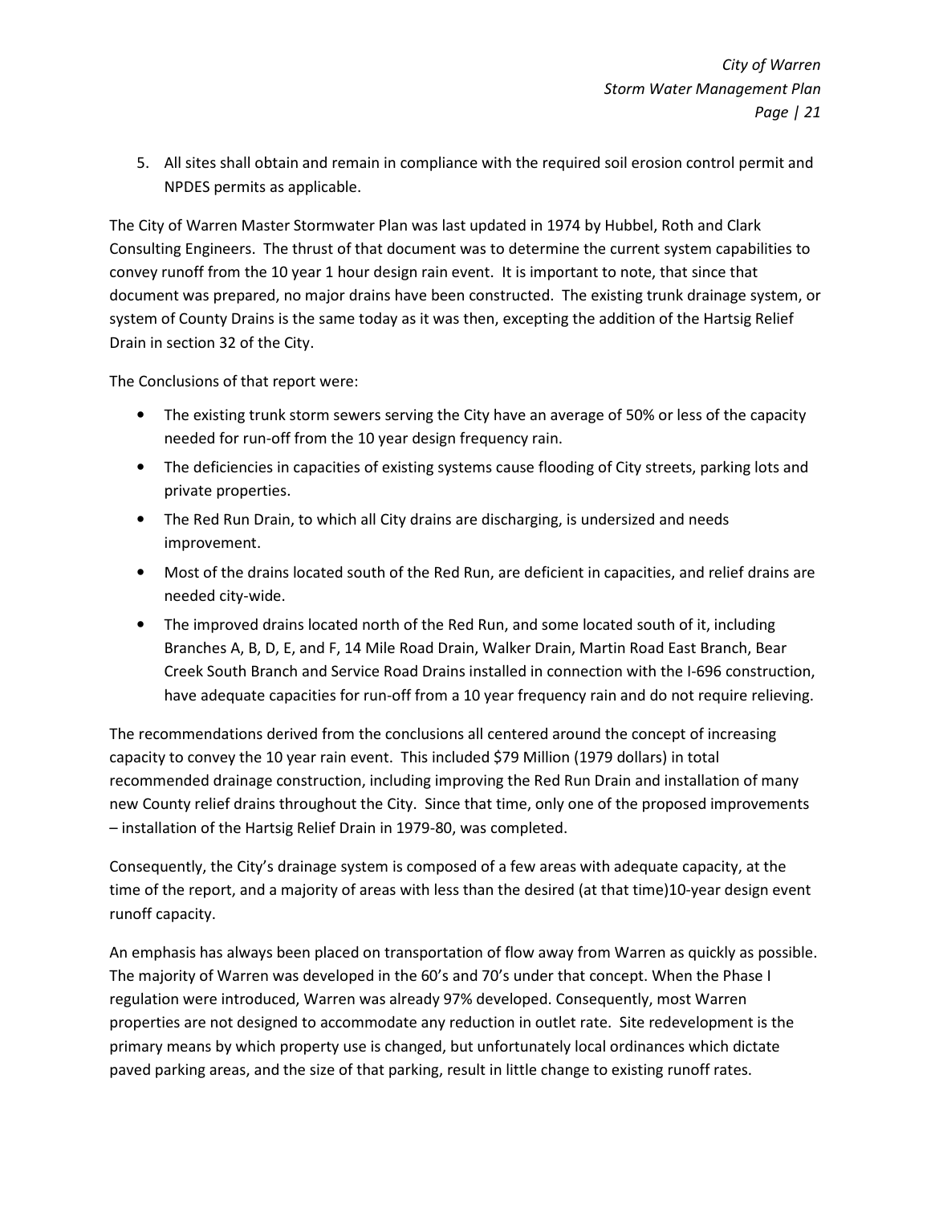5. All sites shall obtain and remain in compliance with the required soil erosion control permit and NPDES permits as applicable.

The City of Warren Master Stormwater Plan was last updated in 1974 by Hubbel, Roth and Clark Consulting Engineers. The thrust of that document was to determine the current system capabilities to convey runoff from the 10 year 1 hour design rain event. It is important to note, that since that document was prepared, no major drains have been constructed. The existing trunk drainage system, or system of County Drains is the same today as it was then, excepting the addition of the Hartsig Relief Drain in section 32 of the City.

The Conclusions of that report were:

- The existing trunk storm sewers serving the City have an average of 50% or less of the capacity needed for run-off from the 10 year design frequency rain.
- The deficiencies in capacities of existing systems cause flooding of City streets, parking lots and private properties.
- The Red Run Drain, to which all City drains are discharging, is undersized and needs improvement.
- Most of the drains located south of the Red Run, are deficient in capacities, and relief drains are needed city-wide.
- The improved drains located north of the Red Run, and some located south of it, including Branches A, B, D, E, and F, 14 Mile Road Drain, Walker Drain, Martin Road East Branch, Bear Creek South Branch and Service Road Drains installed in connection with the I-696 construction, have adequate capacities for run-off from a 10 year frequency rain and do not require relieving.

The recommendations derived from the conclusions all centered around the concept of increasing capacity to convey the 10 year rain event. This included $79 Million (1979 dollars) in total recommended drainage construction, including improving the Red Run Drain and installation of many new County relief drains throughout the City. Since that time, only one of the proposed improvements – installation of the Hartsig Relief Drain in 1979-80, was completed.

Consequently, the City's drainage system is composed of a few areas with adequate capacity, at the time of the report, and a majority of areas with less than the desired (at that time)10-year design event runoff capacity.

An emphasis has always been placed on transportation of flow away from Warren as quickly as possible. The majority of Warren was developed in the 60's and 70's under that concept. When the Phase I regulation were introduced, Warren was already 97% developed. Consequently, most Warren properties are not designed to accommodate any reduction in outlet rate. Site redevelopment is the primary means by which property use is changed, but unfortunately local ordinances which dictate paved parking areas, and the size of that parking, result in little change to existing runoff rates.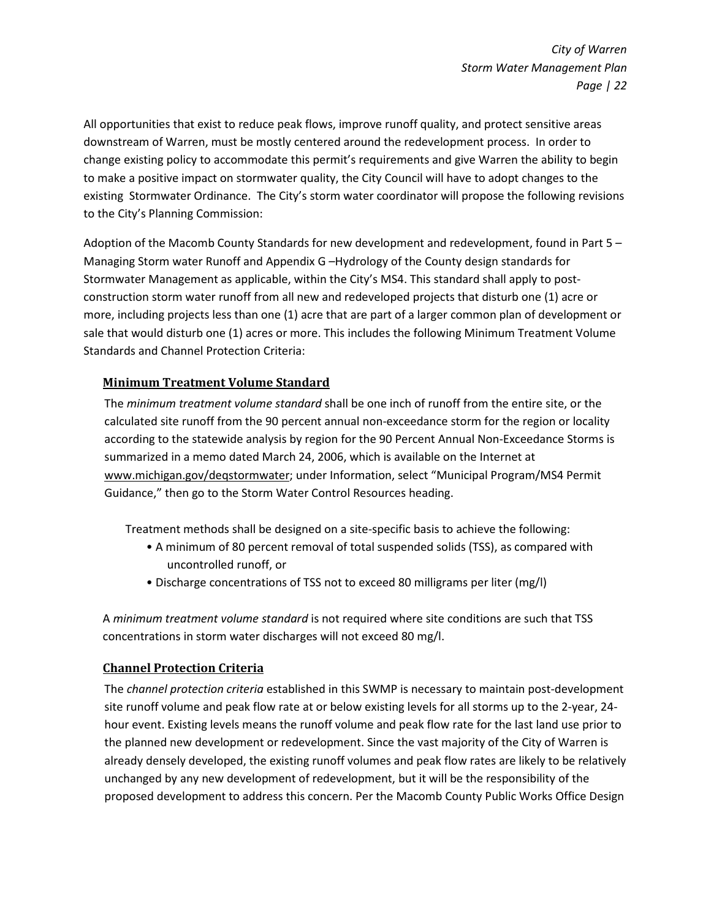All opportunities that exist to reduce peak flows, improve runoff quality, and protect sensitive areas downstream of Warren, must be mostly centered around the redevelopment process. In order to change existing policy to accommodate this permit's requirements and give Warren the ability to begin to make a positive impact on stormwater quality, the City Council will have to adopt changes to the existing Stormwater Ordinance. The City's storm water coordinator will propose the following revisions to the City's Planning Commission:

Adoption of the Macomb County Standards for new development and redevelopment, found in Part 5 – Managing Storm water Runoff and Appendix G –Hydrology of the County design standards for Stormwater Management as applicable, within the City's MS4. This standard shall apply to post-construction storm water runoff from all new and redeveloped projects that disturb one (1) acre or more, including projects less than one (1) acre that are part of a larger common plan of development or sale that would disturb one (1) acres or more. This includes the following Minimum Treatment Volume Standards and Channel Protection Criteria:

### Minimum Treatment Volume Standard

The *minimum treatment volume standard* shall be one inch of runoff from the entire site, or the calculated site runoff from the 90 percent annual non-exceedance storm for the region or locality according to the statewide analysis by region for the 90 Percent Annual Non-Exceedance Storms is summarized in a memo dated March 24, 2006, which is available on the Internet at www.michigan.gov/deqstormwater; under Information, select "Municipal Program/MS4 Permit Guidance," then go to the Storm Water Control Resources heading.

Treatment methods shall be designed on a site-specific basis to achieve the following:

- A minimum of 80 percent removal of total suspended solids (TSS), as compared with uncontrolled runoff, or
- Discharge concentrations of TSS not to exceed 80 milligrams per liter (mg/l)

A *minimum treatment volume standard* is not required where site conditions are such that TSS concentrations in storm water discharges will not exceed 80 mg/l.

### Channel Protection Criteria

The *channel protection criteria* established in this SWMP is necessary to maintain post-development site runoff volume and peak flow rate at or below existing levels for all storms up to the 2-year, 24-hour event. Existing levels means the runoff volume and peak flow rate for the last land use prior to the planned new development or redevelopment. Since the vast majority of the City of Warren is already densely developed, the existing runoff volumes and peak flow rates are likely to be relatively unchanged by any new development of redevelopment, but it will be the responsibility of the proposed development to address this concern. Per the Macomb County Public Works Office Design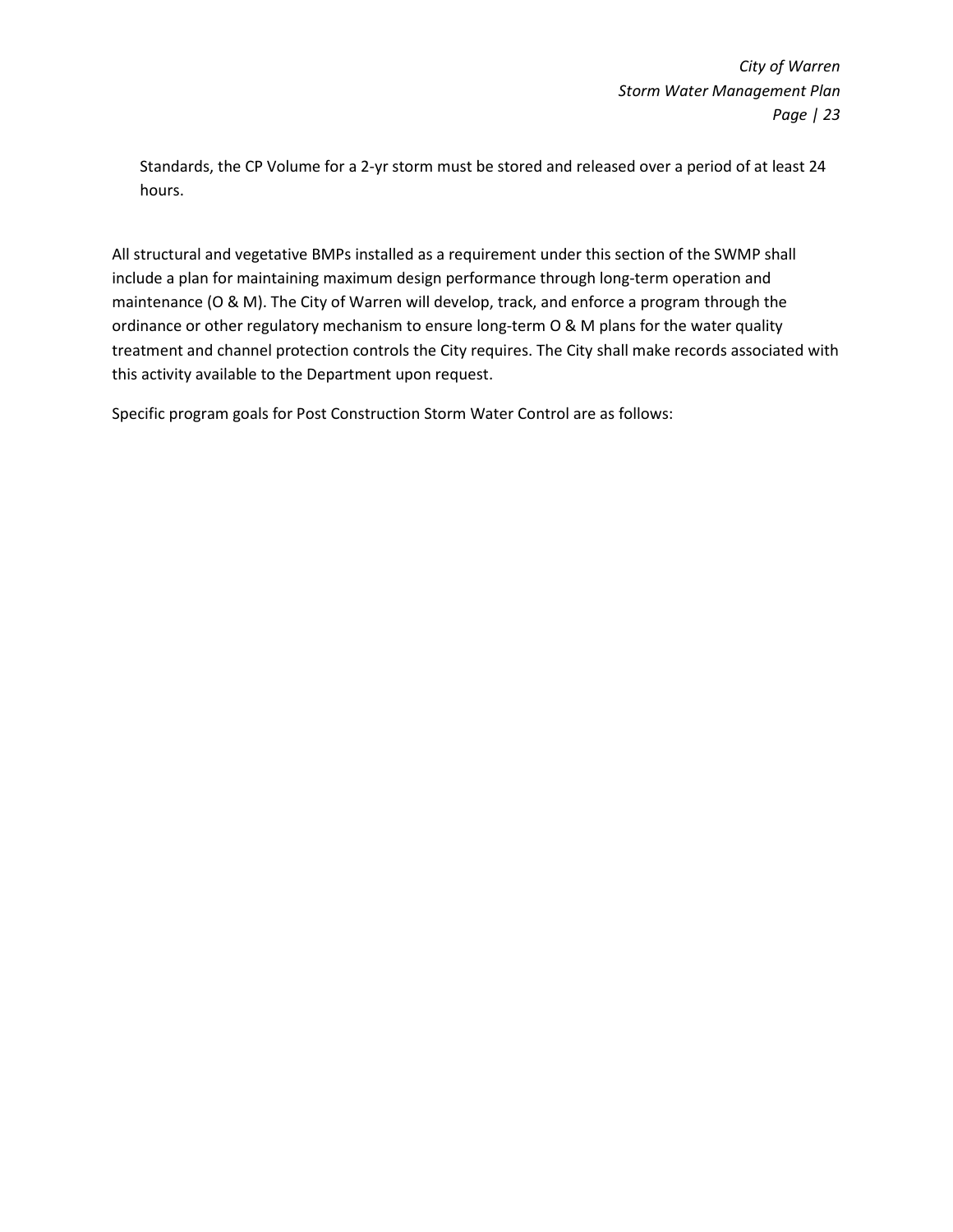Standards, the CP Volume for a 2-yr storm must be stored and released over a period of at least 24 hours.

All structural and vegetative BMPs installed as a requirement under this section of the SWMP shall include a plan for maintaining maximum design performance through long-term operation and maintenance (O & M). The City of Warren will develop, track, and enforce a program through the ordinance or other regulatory mechanism to ensure long-term O & M plans for the water quality treatment and channel protection controls the City requires. The City shall make records associated with this activity available to the Department upon request.

Specific program goals for Post Construction Storm Water Control are as follows: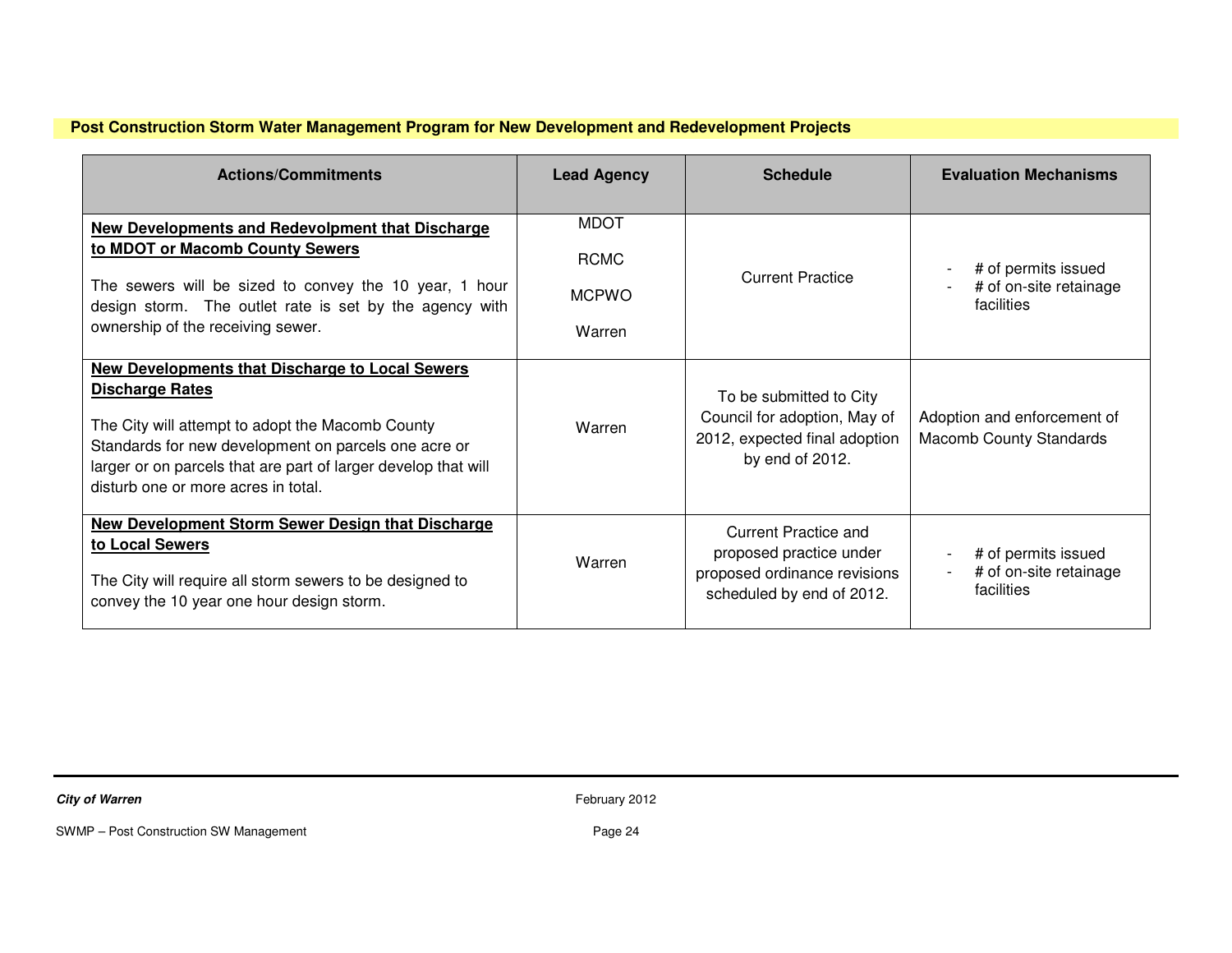**Post Construction Storm Water Management Program for New Development and Redevelopment Projects**

| Actions/Commitments | Lead Agency | Schedule | Evaluation Mechanisms |
|---|---|---|---|
| **New Developments and Redevolpment that Discharge to MDOT or Macomb County Sewers**<br><br>The sewers will be sized to convey the 10 year, 1 hour design storm. The outlet rate is set by the agency with ownership of the receiving sewer. | MDOT<br><br>RCMC<br><br>MCPWO<br><br>Warren | Current Practice | - # of permits issued<br>- # of on-site retainage facilities |
| **New Developments that Discharge to Local Sewers Discharge Rates**<br><br>The City will attempt to adopt the Macomb County Standards for new development on parcels one acre or larger or on parcels that are part of larger develop that will disturb one or more acres in total. | Warren | To be submitted to City Council for adoption, May of 2012, expected final adoption by end of 2012. | Adoption and enforcement of Macomb County Standards |
| **New Development Storm Sewer Design that Discharge to Local Sewers**<br><br>The City will require all storm sewers to be designed to convey the 10 year one hour design storm. | Warren | Current Practice and proposed practice under proposed ordinance revisions scheduled by end of 2012. | - # of permits issued<br>- # of on-site retainage facilities |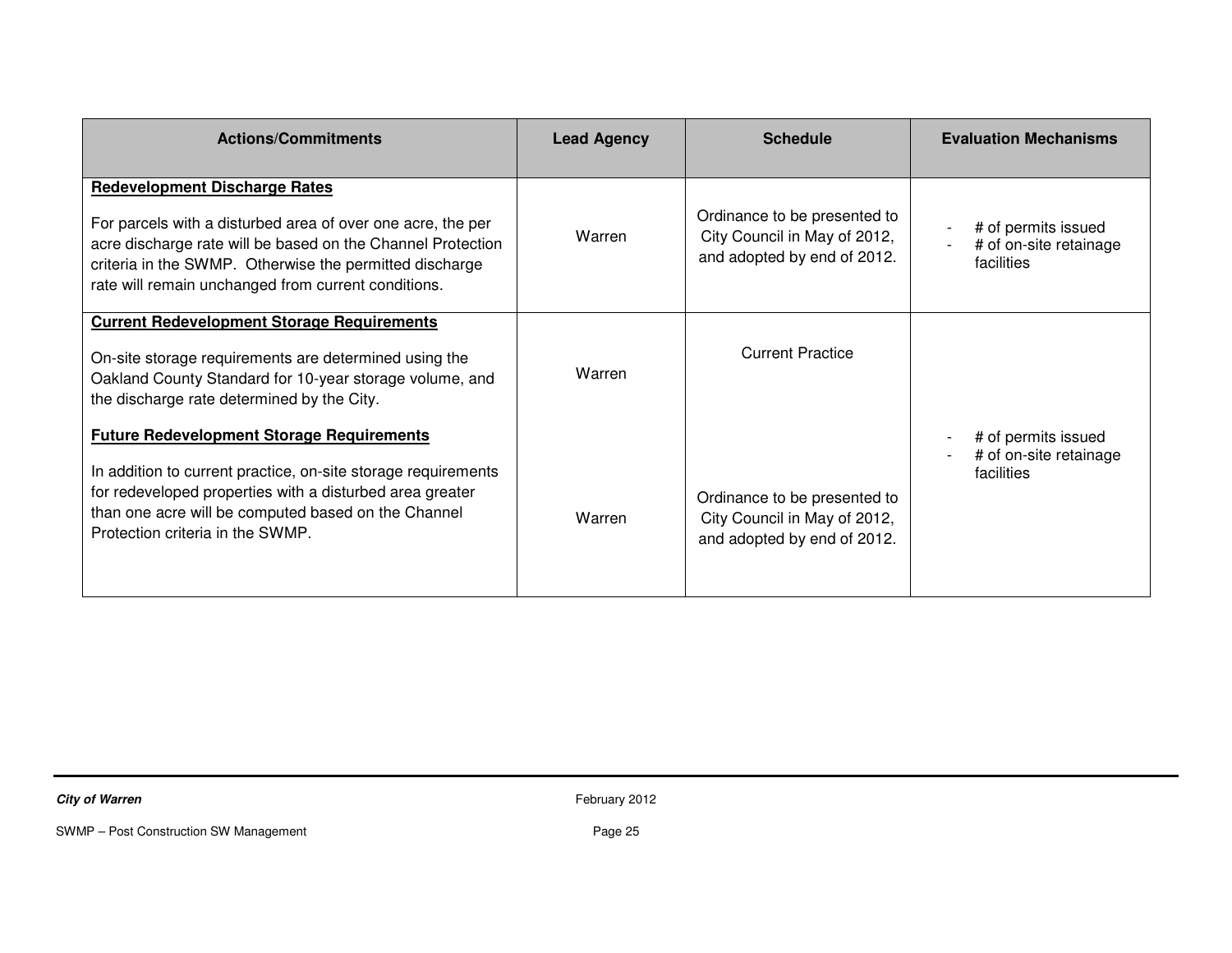| Actions/Commitments | Lead Agency | Schedule | Evaluation Mechanisms |
|---|---|---|---|
| **Redevelopment Discharge Rates**<br><br>For parcels with a disturbed area of over one acre, the per acre discharge rate will be based on the Channel Protection criteria in the SWMP. Otherwise the permitted discharge rate will remain unchanged from current conditions. | Warren | Ordinance to be presented to City Council in May of 2012, and adopted by end of 2012. | - # of permits issued<br>- # of on-site retainage facilities |
| **Current Redevelopment Storage Requirements**<br><br>On-site storage requirements are determined using the Oakland County Standard for 10-year storage volume, and the discharge rate determined by the City. | Warren | Current Practice | - # of permits issued<br>- # of on-site retainage facilities |
| **Future Redevelopment Storage Requirements**<br><br>In addition to current practice, on-site storage requirements for redeveloped properties with a disturbed area greater than one acre will be computed based on the Channel Protection criteria in the SWMP. | Warren | Ordinance to be presented to City Council in May of 2012, and adopted by end of 2012. | |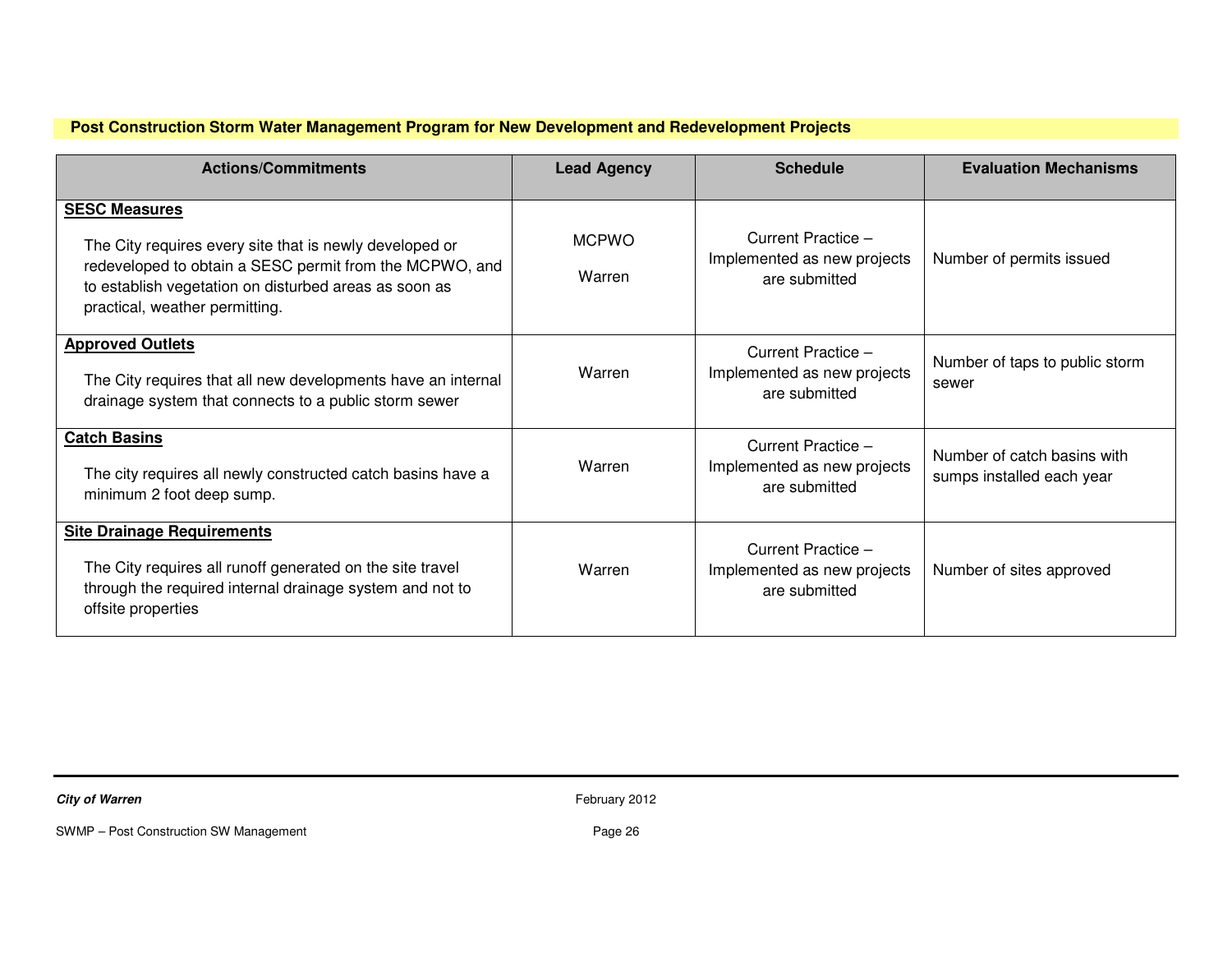## Post Construction Storm Water Management Program for New Development and Redevelopment Projects

| Actions/Commitments | Lead Agency | Schedule | Evaluation Mechanisms |
|---|---|---|---|
| **SESC Measures**<br><br>The City requires every site that is newly developed or redeveloped to obtain a SESC permit from the MCPWO, and to establish vegetation on disturbed areas as soon as practical, weather permitting. | MCPWO<br><br>Warren | Current Practice – Implemented as new projects are submitted | Number of permits issued |
| **Approved Outlets**<br><br>The City requires that all new developments have an internal drainage system that connects to a public storm sewer | Warren | Current Practice – Implemented as new projects are submitted | Number of taps to public storm sewer |
| **Catch Basins**<br><br>The city requires all newly constructed catch basins have a minimum 2 foot deep sump. | Warren | Current Practice – Implemented as new projects are submitted | Number of catch basins with sumps installed each year |
| **Site Drainage Requirements**<br><br>The City requires all runoff generated on the site travel through the required internal drainage system and not to offsite properties | Warren | Current Practice – Implemented as new projects are submitted | Number of sites approved |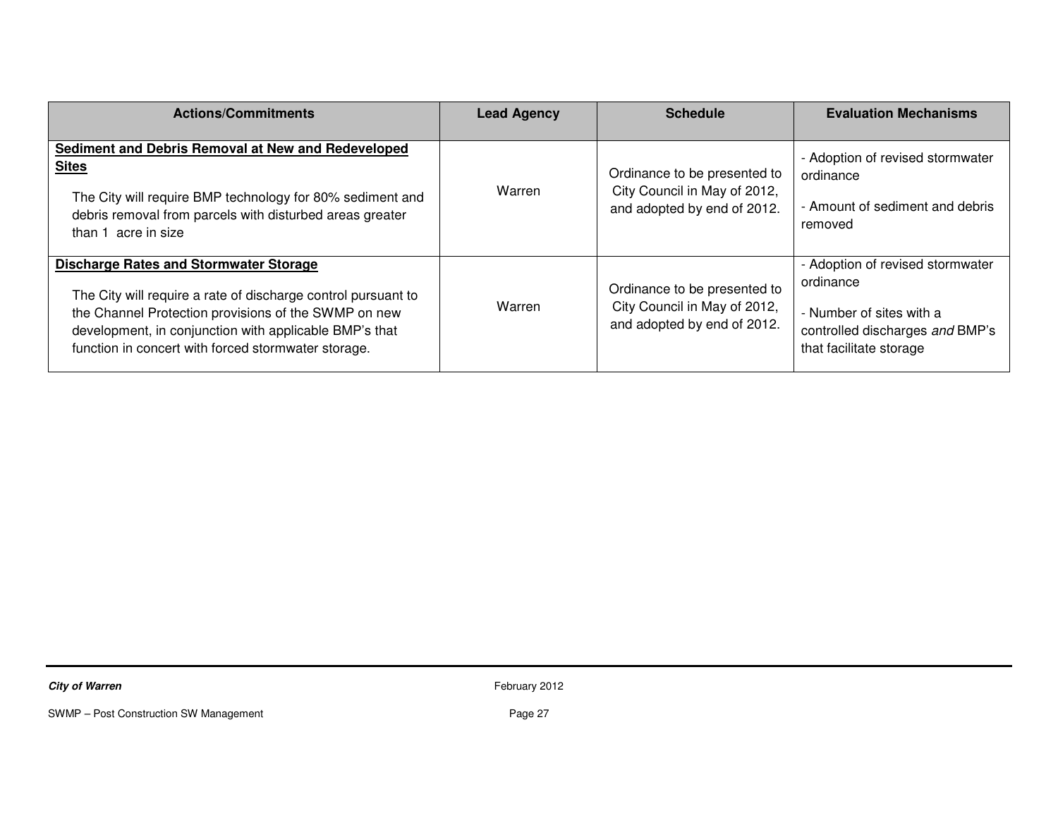| Actions/Commitments | Lead Agency | Schedule | Evaluation Mechanisms |
|---|---|---|---|
| **<u>Sediment and Debris Removal at New and Redeveloped Sites</u>**<br><br>The City will require BMP technology for 80% sediment and debris removal from parcels with disturbed areas greater than 1 acre in size | Warren | Ordinance to be presented to City Council in May of 2012, and adopted by end of 2012. | - Adoption of revised stormwater ordinance<br><br>- Amount of sediment and debris removed |
| **<u>Discharge Rates and Stormwater Storage</u>**<br><br>The City will require a rate of discharge control pursuant to the Channel Protection provisions of the SWMP on new development, in conjunction with applicable BMP's that function in concert with forced stormwater storage. | Warren | Ordinance to be presented to City Council in May of 2012, and adopted by end of 2012. | - Adoption of revised stormwater ordinance<br><br>- Number of sites with a controlled discharges *and* BMP's that facilitate storage |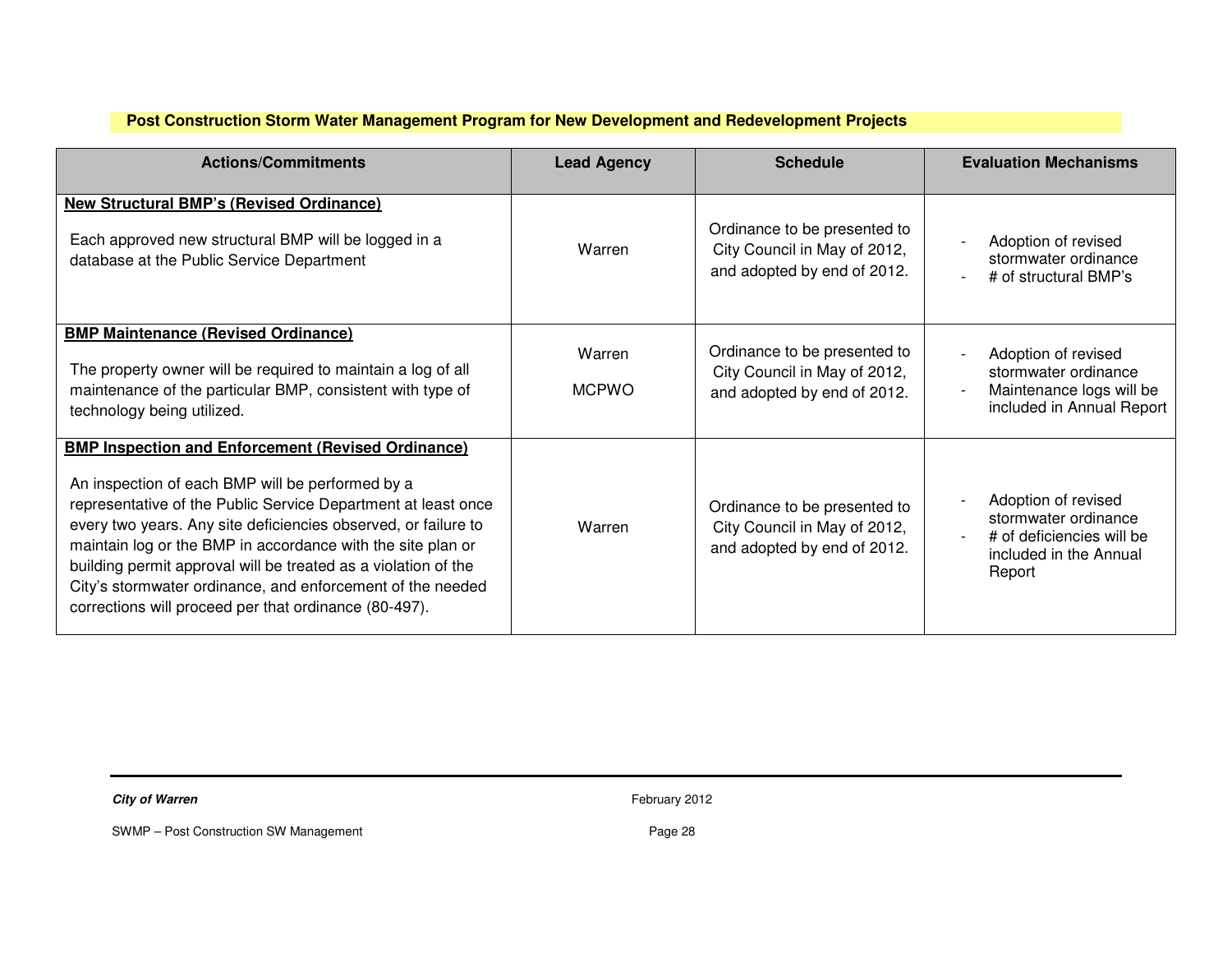**Post Construction Storm Water Management Program for New Development and Redevelopment Projects**

| Actions/Commitments | Lead Agency | Schedule | Evaluation Mechanisms |
|---|---|---|---|
| **New Structural BMP's (Revised Ordinance)**<br><br>Each approved new structural BMP will be logged in a database at the Public Service Department | Warren | Ordinance to be presented to City Council in May of 2012, and adopted by end of 2012. | - Adoption of revised stormwater ordinance<br>- # of structural BMP's |
| **BMP Maintenance (Revised Ordinance)**<br><br>The property owner will be required to maintain a log of all maintenance of the particular BMP, consistent with type of technology being utilized. | Warren<br><br>MCPWO | Ordinance to be presented to City Council in May of 2012, and adopted by end of 2012. | - Adoption of revised stormwater ordinance<br>- Maintenance logs will be included in Annual Report |
| **BMP Inspection and Enforcement (Revised Ordinance)**<br><br>An inspection of each BMP will be performed by a representative of the Public Service Department at least once every two years. Any site deficiencies observed, or failure to maintain log or the BMP in accordance with the site plan or building permit approval will be treated as a violation of the City's stormwater ordinance, and enforcement of the needed corrections will proceed per that ordinance (80-497). | Warren | Ordinance to be presented to City Council in May of 2012, and adopted by end of 2012. | - Adoption of revised stormwater ordinance<br>- # of deficiencies will be included in the Annual Report |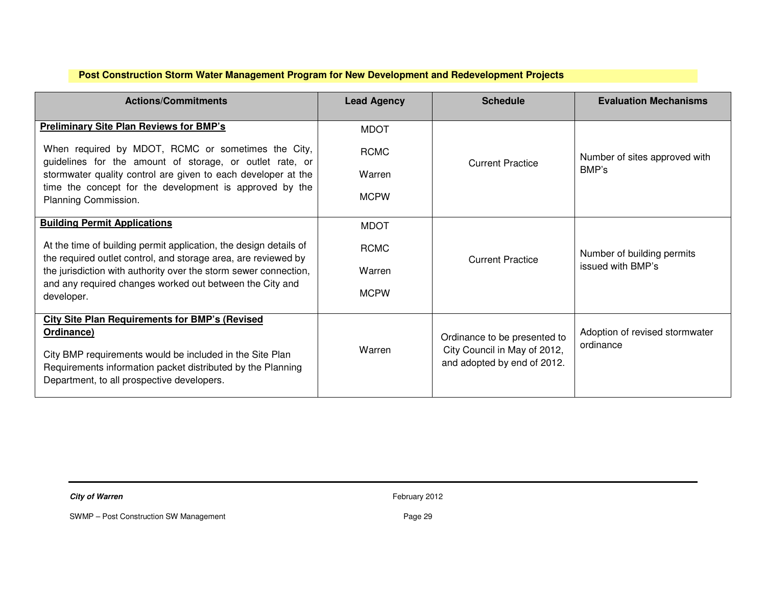**Post Construction Storm Water Management Program for New Development and Redevelopment Projects**

| Actions/Commitments | Lead Agency | Schedule | Evaluation Mechanisms |
|---|---|---|---|
| **Preliminary Site Plan Reviews for BMP's**<br><br>When required by MDOT, RCMC or sometimes the City, guidelines for the amount of storage, or outlet rate, or stormwater quality control are given to each developer at the time the concept for the development is approved by the Planning Commission. | MDOT<br>RCMC<br>Warren<br>MCPW | Current Practice | Number of sites approved with BMP's |
| **Building Permit Applications**<br><br>At the time of building permit application, the design details of the required outlet control, and storage area, are reviewed by the jurisdiction with authority over the storm sewer connection, and any required changes worked out between the City and developer. | MDOT<br>RCMC<br>Warren<br>MCPW | Current Practice | Number of building permits issued with BMP's |
| **City Site Plan Requirements for BMP's (Revised Ordinance)**<br><br>City BMP requirements would be included in the Site Plan Requirements information packet distributed by the Planning Department, to all prospective developers. | Warren | Ordinance to be presented to City Council in May of 2012, and adopted by end of 2012. | Adoption of revised stormwater ordinance |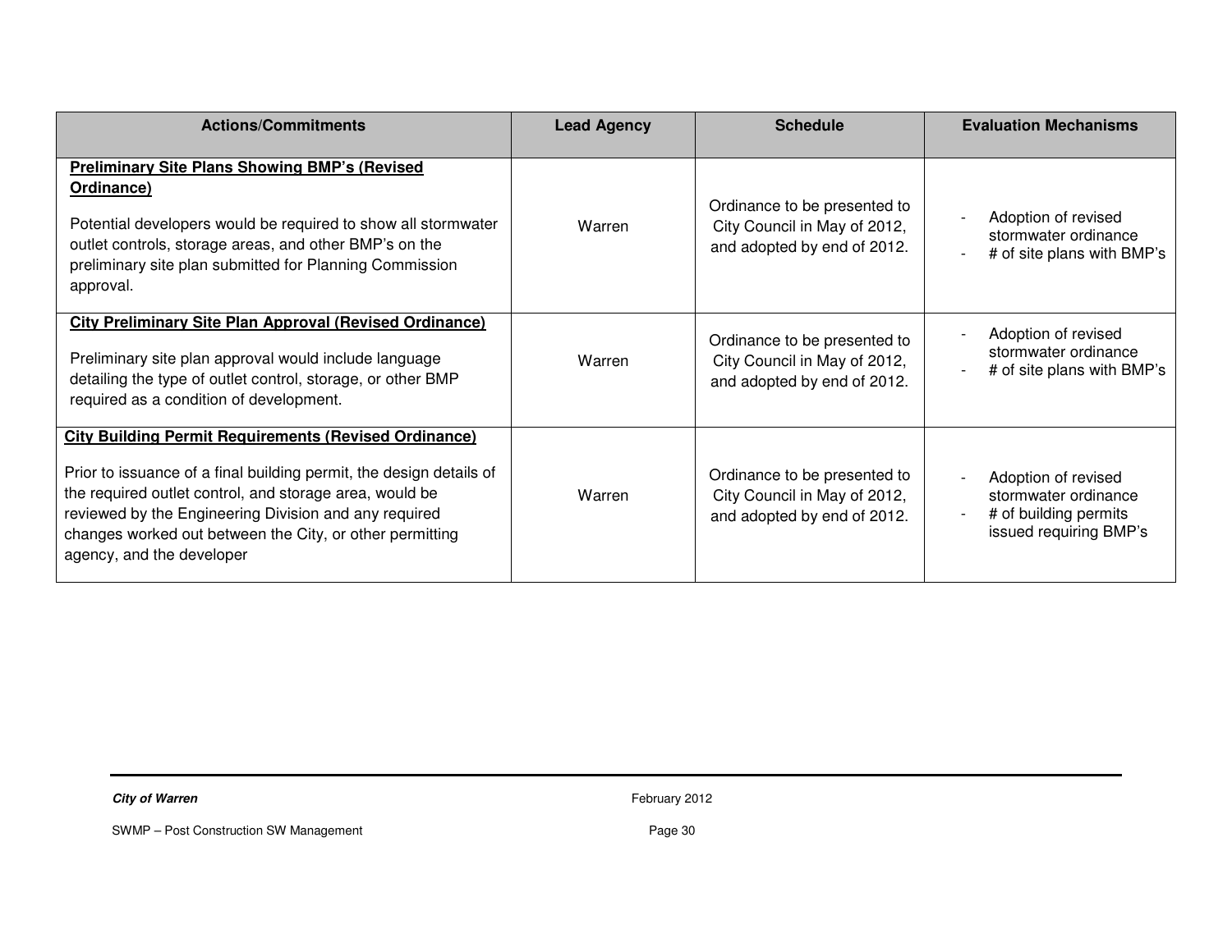| Actions/Commitments | Lead Agency | Schedule | Evaluation Mechanisms |
|---|---|---|---|
| **<u>Preliminary Site Plans Showing BMP's (Revised Ordinance)</u>**<br><br>Potential developers would be required to show all stormwater outlet controls, storage areas, and other BMP's on the preliminary site plan submitted for Planning Commission approval. | Warren | Ordinance to be presented to City Council in May of 2012, and adopted by end of 2012. | - Adoption of revised stormwater ordinance<br>- # of site plans with BMP's |
| **<u>City Preliminary Site Plan Approval (Revised Ordinance)</u>**<br><br>Preliminary site plan approval would include language detailing the type of outlet control, storage, or other BMP required as a condition of development. | Warren | Ordinance to be presented to City Council in May of 2012, and adopted by end of 2012. | - Adoption of revised stormwater ordinance<br>- # of site plans with BMP's |
| **<u>City Building Permit Requirements (Revised Ordinance)</u>**<br><br>Prior to issuance of a final building permit, the design details of the required outlet control, and storage area, would be reviewed by the Engineering Division and any required changes worked out between the City, or other permitting agency, and the developer | Warren | Ordinance to be presented to City Council in May of 2012, and adopted by end of 2012. | - Adoption of revised stormwater ordinance<br>- # of building permits issued requiring BMP's |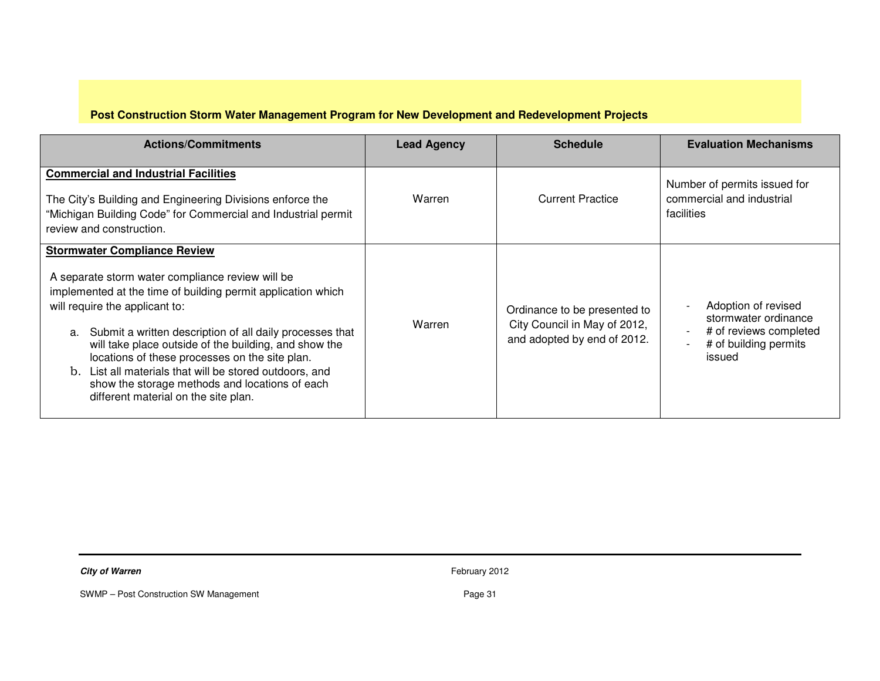**Post Construction Storm Water Management Program for New Development and Redevelopment Projects**

| Actions/Commitments | Lead Agency | Schedule | Evaluation Mechanisms |
|---|---|---|---|
| **<u>Commercial and Industrial Facilities</u>**<br><br>The City's Building and Engineering Divisions enforce the "Michigan Building Code" for Commercial and Industrial permit review and construction. | Warren | Current Practice | Number of permits issued for commercial and industrial facilities |
| **<u>Stormwater Compliance Review</u>**<br><br>A separate storm water compliance review will be implemented at the time of building permit application which will require the applicant to:<br><br>a. Submit a written description of all daily processes that will take place outside of the building, and show the locations of these processes on the site plan.<br>b. List all materials that will be stored outdoors, and show the storage methods and locations of each different material on the site plan. | Warren | Ordinance to be presented to City Council in May of 2012, and adopted by end of 2012. | - Adoption of revised stormwater ordinance<br>- # of reviews completed<br>- # of building permits issued |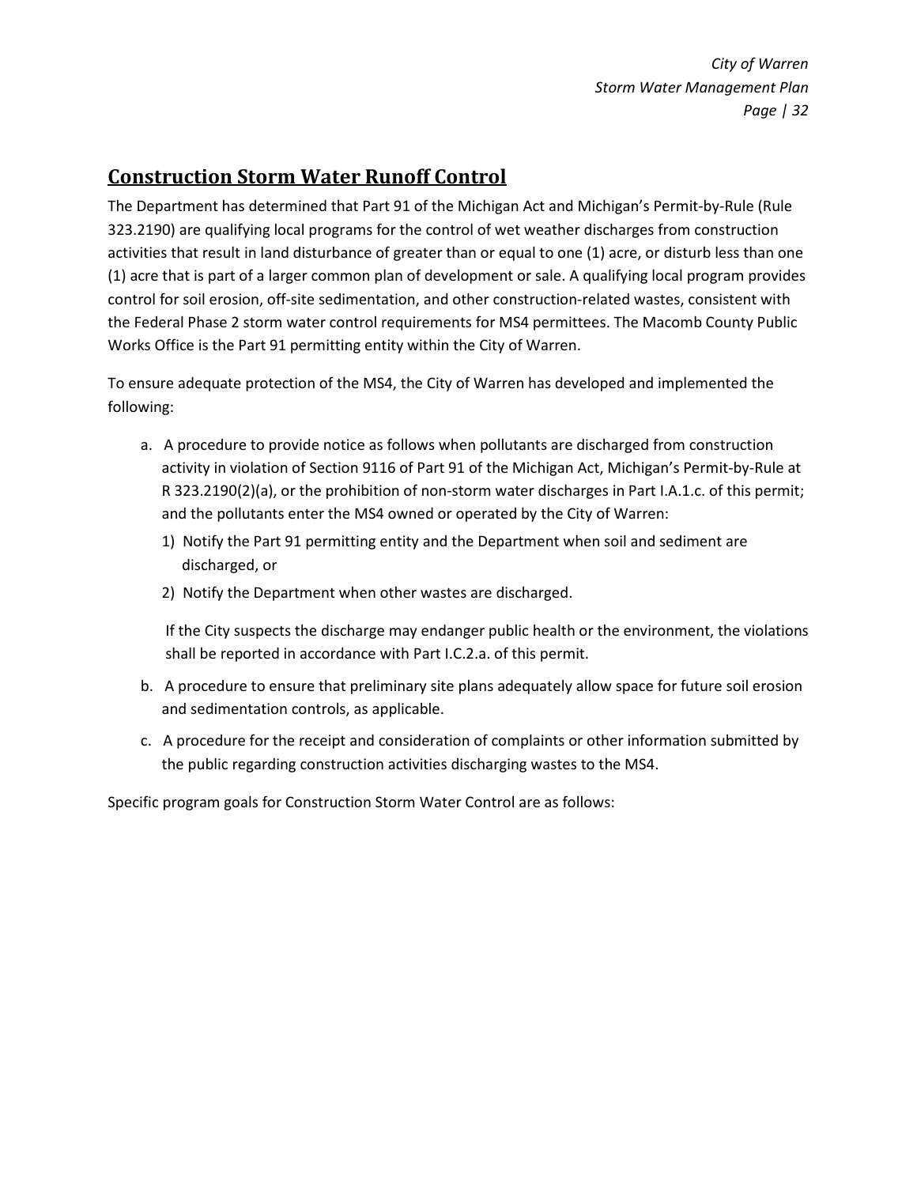## Construction Storm Water Runoff Control

The Department has determined that Part 91 of the Michigan Act and Michigan's Permit-by-Rule (Rule 323.2190) are qualifying local programs for the control of wet weather discharges from construction activities that result in land disturbance of greater than or equal to one (1) acre, or disturb less than one (1) acre that is part of a larger common plan of development or sale. A qualifying local program provides control for soil erosion, off-site sedimentation, and other construction-related wastes, consistent with the Federal Phase 2 storm water control requirements for MS4 permittees. The Macomb County Public Works Office is the Part 91 permitting entity within the City of Warren.

To ensure adequate protection of the MS4, the City of Warren has developed and implemented the following:

a. A procedure to provide notice as follows when pollutants are discharged from construction activity in violation of Section 9116 of Part 91 of the Michigan Act, Michigan's Permit-by-Rule at R 323.2190(2)(a), or the prohibition of non-storm water discharges in Part I.A.1.c. of this permit; and the pollutants enter the MS4 owned or operated by the City of Warren:
   1) Notify the Part 91 permitting entity and the Department when soil and sediment are discharged, or
   2) Notify the Department when other wastes are discharged.

   If the City suspects the discharge may endanger public health or the environment, the violations shall be reported in accordance with Part I.C.2.a. of this permit.

b. A procedure to ensure that preliminary site plans adequately allow space for future soil erosion and sedimentation controls, as applicable.

c. A procedure for the receipt and consideration of complaints or other information submitted by the public regarding construction activities discharging wastes to the MS4.

Specific program goals for Construction Storm Water Control are as follows: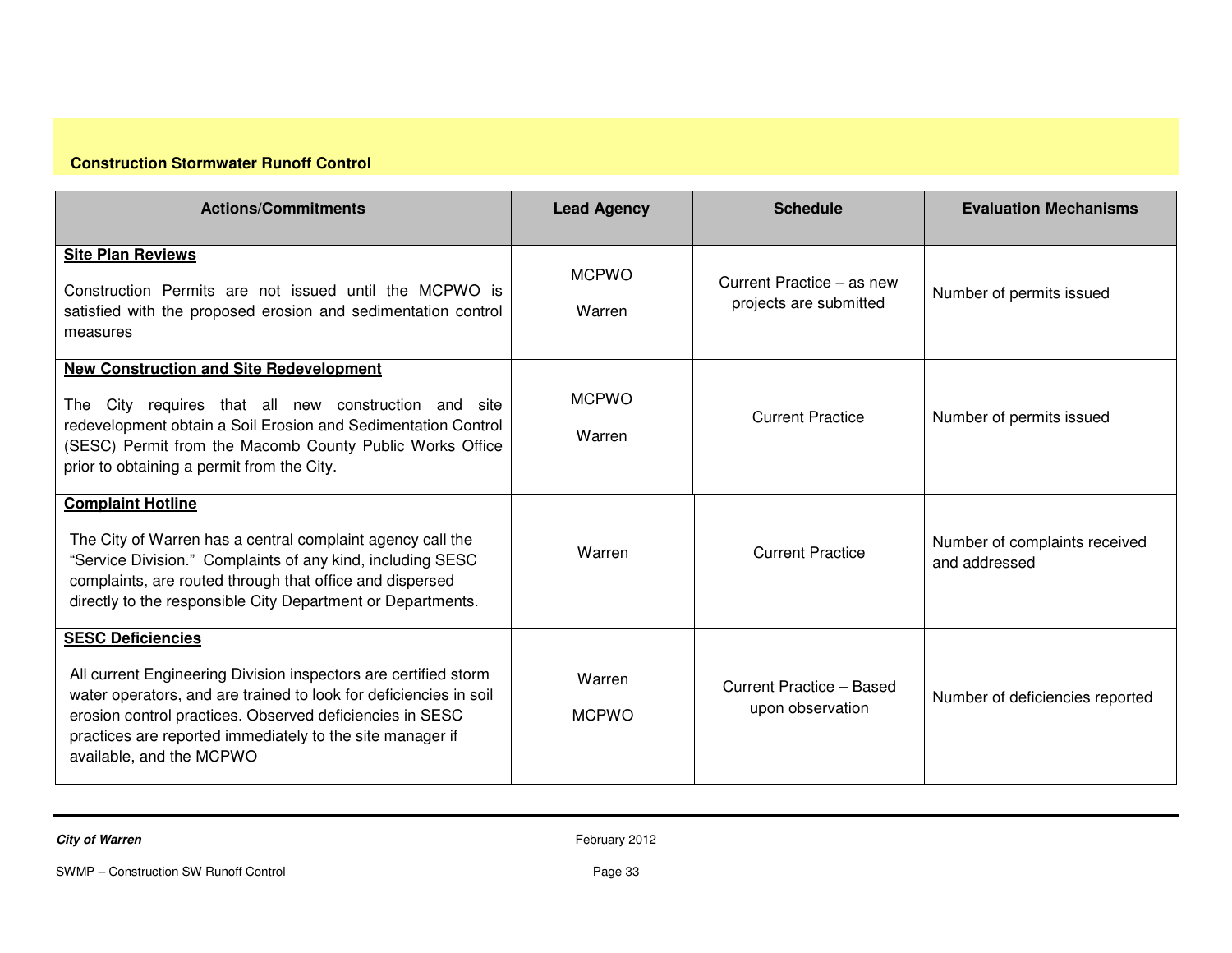## Construction Stormwater Runoff Control

| Actions/Commitments | Lead Agency | Schedule | Evaluation Mechanisms |
|---|---|---|---|
| **Site Plan Reviews**<br><br>Construction Permits are not issued until the MCPWO is satisfied with the proposed erosion and sedimentation control measures | MCPWO<br><br>Warren | Current Practice – as new projects are submitted | Number of permits issued |
| **New Construction and Site Redevelopment**<br><br>The City requires that all new construction and site redevelopment obtain a Soil Erosion and Sedimentation Control (SESC) Permit from the Macomb County Public Works Office prior to obtaining a permit from the City. | MCPWO<br><br>Warren | Current Practice | Number of permits issued |
| **Complaint Hotline**<br><br>The City of Warren has a central complaint agency call the "Service Division." Complaints of any kind, including SESC complaints, are routed through that office and dispersed directly to the responsible City Department or Departments. | Warren | Current Practice | Number of complaints received and addressed |
| **SESC Deficiencies**<br><br>All current Engineering Division inspectors are certified storm water operators, and are trained to look for deficiencies in soil erosion control practices. Observed deficiencies in SESC practices are reported immediately to the site manager if available, and the MCPWO | Warren<br><br>MCPWO | Current Practice – Based upon observation | Number of deficiencies reported |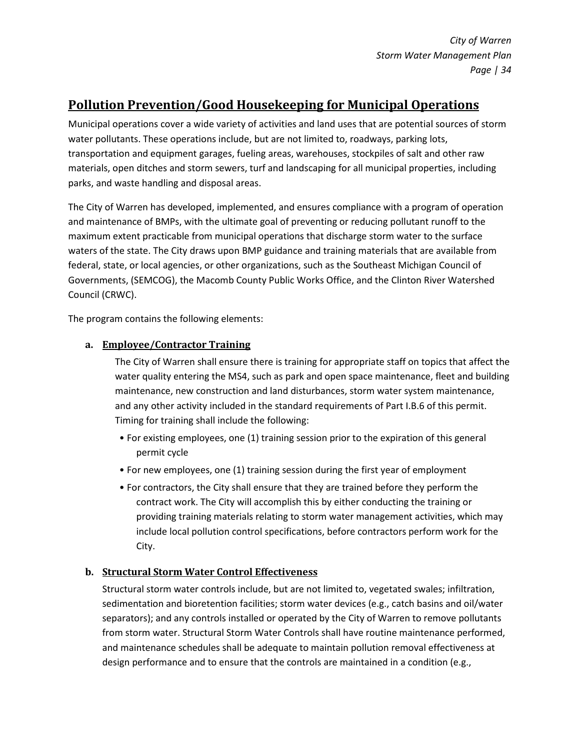## Pollution Prevention/Good Housekeeping for Municipal Operations

Municipal operations cover a wide variety of activities and land uses that are potential sources of storm water pollutants. These operations include, but are not limited to, roadways, parking lots, transportation and equipment garages, fueling areas, warehouses, stockpiles of salt and other raw materials, open ditches and storm sewers, turf and landscaping for all municipal properties, including parks, and waste handling and disposal areas.

The City of Warren has developed, implemented, and ensures compliance with a program of operation and maintenance of BMPs, with the ultimate goal of preventing or reducing pollutant runoff to the maximum extent practicable from municipal operations that discharge storm water to the surface waters of the state. The City draws upon BMP guidance and training materials that are available from federal, state, or local agencies, or other organizations, such as the Southeast Michigan Council of Governments, (SEMCOG), the Macomb County Public Works Office, and the Clinton River Watershed Council (CRWC).

The program contains the following elements:

**a. Employee/Contractor Training**

The City of Warren shall ensure there is training for appropriate staff on topics that affect the water quality entering the MS4, such as park and open space maintenance, fleet and building maintenance, new construction and land disturbances, storm water system maintenance, and any other activity included in the standard requirements of Part I.B.6 of this permit. Timing for training shall include the following:

- For existing employees, one (1) training session prior to the expiration of this general permit cycle
- For new employees, one (1) training session during the first year of employment
- For contractors, the City shall ensure that they are trained before they perform the contract work. The City will accomplish this by either conducting the training or providing training materials relating to storm water management activities, which may include local pollution control specifications, before contractors perform work for the City.

**b. Structural Storm Water Control Effectiveness**

Structural storm water controls include, but are not limited to, vegetated swales; infiltration, sedimentation and bioretention facilities; storm water devices (e.g., catch basins and oil/water separators); and any controls installed or operated by the City of Warren to remove pollutants from storm water. Structural Storm Water Controls shall have routine maintenance performed, and maintenance schedules shall be adequate to maintain pollution removal effectiveness at design performance and to ensure that the controls are maintained in a condition (e.g.,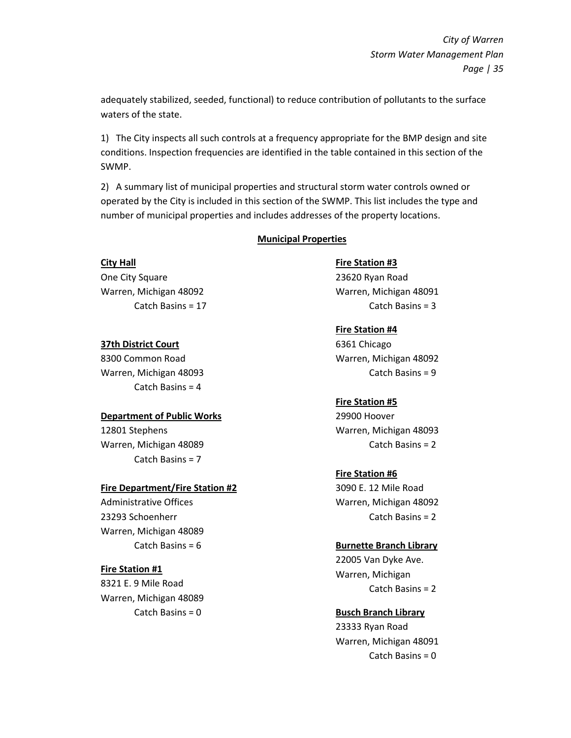adequately stabilized, seeded, functional) to reduce contribution of pollutants to the surface waters of the state.

1) The City inspects all such controls at a frequency appropriate for the BMP design and site conditions. Inspection frequencies are identified in the table contained in this section of the SWMP.

2) A summary list of municipal properties and structural storm water controls owned or operated by the City is included in this section of the SWMP. This list includes the type and number of municipal properties and includes addresses of the property locations.

**Municipal Properties**

**City Hall**
One City Square
Warren, Michigan 48092
Catch Basins = 17

**37th District Court**
8300 Common Road
Warren, Michigan 48093
Catch Basins = 4

**Department of Public Works**
12801 Stephens
Warren, Michigan 48089
Catch Basins = 7

**Fire Department/Fire Station #2**
Administrative Offices
23293 Schoenherr
Warren, Michigan 48089
Catch Basins = 6

**Fire Station #1**
8321 E. 9 Mile Road
Warren, Michigan 48089
Catch Basins = 0

**Fire Station #3**
23620 Ryan Road
Warren, Michigan 48091
Catch Basins = 3

**Fire Station #4**
6361 Chicago
Warren, Michigan 48092
Catch Basins = 9

**Fire Station #5**
29900 Hoover
Warren, Michigan 48093
Catch Basins = 2

**Fire Station #6**
3090 E. 12 Mile Road
Warren, Michigan 48092
Catch Basins = 2

**Burnette Branch Library**
22005 Van Dyke Ave.
Warren, Michigan
Catch Basins = 2

**Busch Branch Library**
23333 Ryan Road
Warren, Michigan 48091
Catch Basins = 0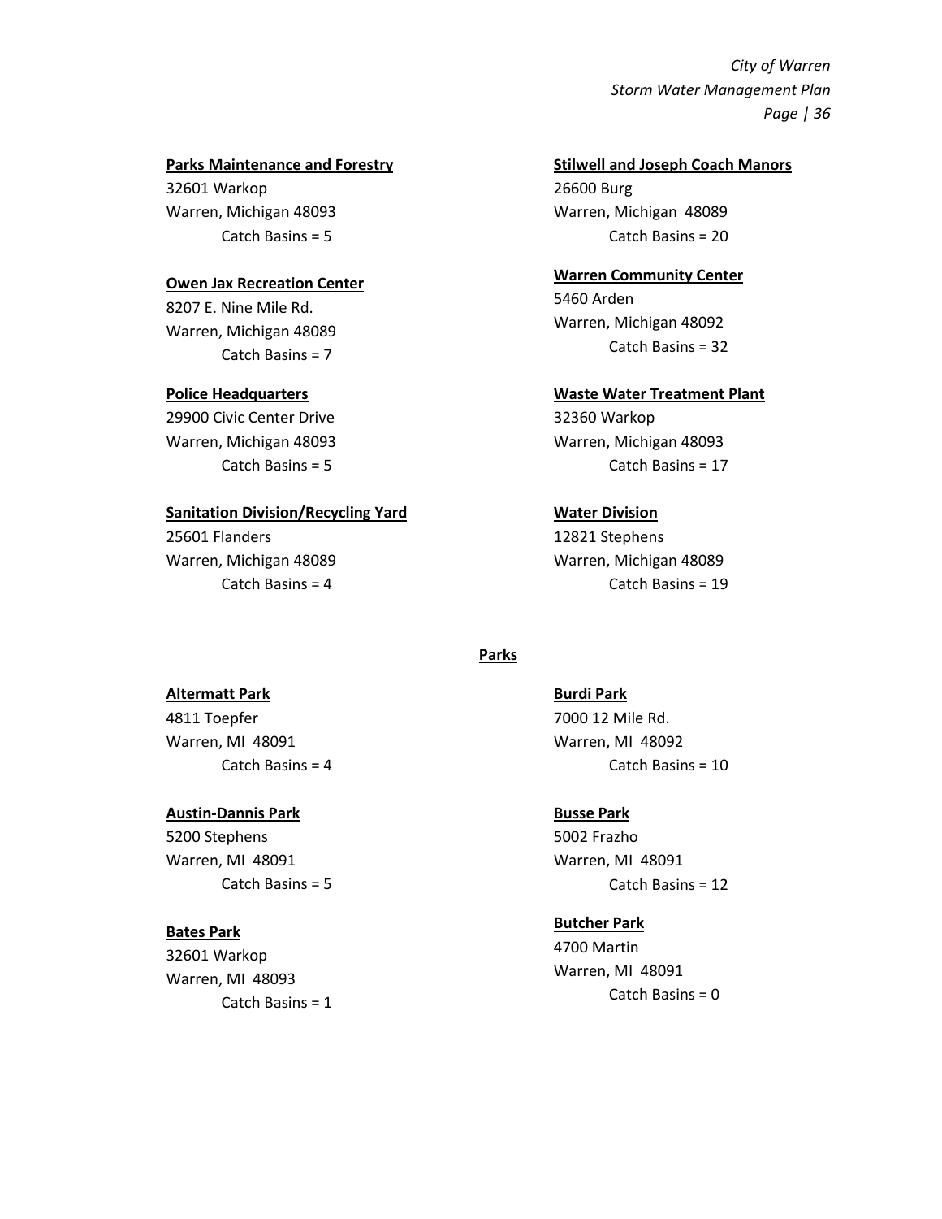**Parks Maintenance and Forestry**
32601 Warkop
Warren, Michigan 48093
Catch Basins = 5

**Owen Jax Recreation Center**
8207 E. Nine Mile Rd.
Warren, Michigan 48089
Catch Basins = 7

**Police Headquarters**
29900 Civic Center Drive
Warren, Michigan 48093
Catch Basins = 5

**Sanitation Division/Recycling Yard**
25601 Flanders
Warren, Michigan 48089
Catch Basins = 4

**Stilwell and Joseph Coach Manors**
26600 Burg
Warren, Michigan 48089
Catch Basins = 20

**Warren Community Center**
5460 Arden
Warren, Michigan 48092
Catch Basins = 32

**Waste Water Treatment Plant**
32360 Warkop
Warren, Michigan 48093
Catch Basins = 17

**Water Division**
12821 Stephens
Warren, Michigan 48089
Catch Basins = 19

## Parks

**Altermatt Park**
4811 Toepfer
Warren, MI 48091
Catch Basins = 4

**Austin-Dannis Park**
5200 Stephens
Warren, MI 48091
Catch Basins = 5

**Bates Park**
32601 Warkop
Warren, MI 48093
Catch Basins = 1

**Burdi Park**
7000 12 Mile Rd.
Warren, MI 48092
Catch Basins = 10

**Busse Park**
5002 Frazho
Warren, MI 48091
Catch Basins = 12

**Butcher Park**
4700 Martin
Warren, MI 48091
Catch Basins = 0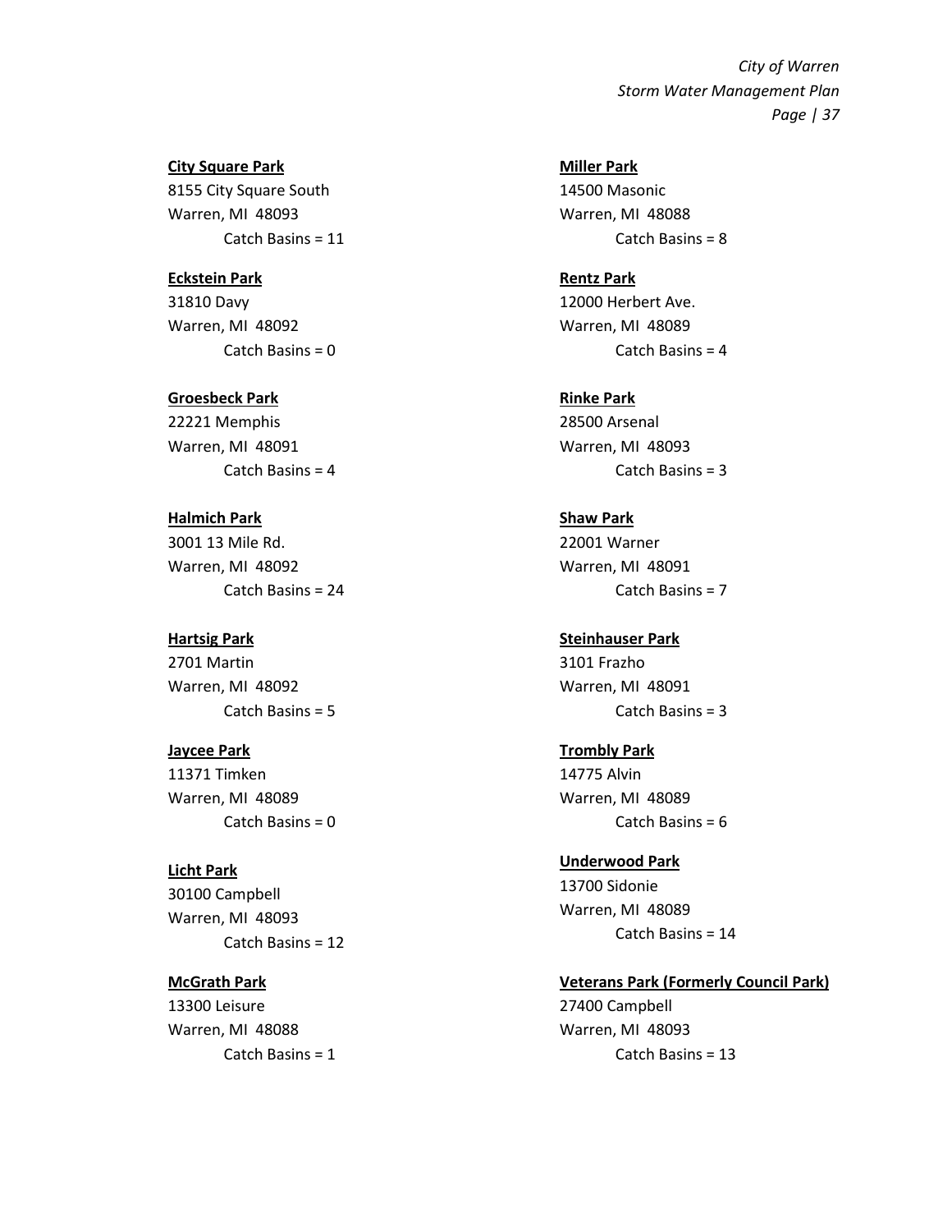**City Square Park**
8155 City Square South
Warren, MI 48093
Catch Basins = 11

**Eckstein Park**
31810 Davy
Warren, MI 48092
Catch Basins = 0

**Groesbeck Park**
22221 Memphis
Warren, MI 48091
Catch Basins = 4

**Halmich Park**
3001 13 Mile Rd.
Warren, MI 48092
Catch Basins = 24

**Hartsig Park**
2701 Martin
Warren, MI 48092
Catch Basins = 5

**Jaycee Park**
11371 Timken
Warren, MI 48089
Catch Basins = 0

**Licht Park**
30100 Campbell
Warren, MI 48093
Catch Basins = 12

**McGrath Park**
13300 Leisure
Warren, MI 48088
Catch Basins = 1

**Miller Park**
14500 Masonic
Warren, MI 48088
Catch Basins = 8

**Rentz Park**
12000 Herbert Ave.
Warren, MI 48089
Catch Basins = 4

**Rinke Park**
28500 Arsenal
Warren, MI 48093
Catch Basins = 3

**Shaw Park**
22001 Warner
Warren, MI 48091
Catch Basins = 7

**Steinhauser Park**
3101 Frazho
Warren, MI 48091
Catch Basins = 3

**Trombly Park**
14775 Alvin
Warren, MI 48089
Catch Basins = 6

**Underwood Park**
13700 Sidonie
Warren, MI 48089
Catch Basins = 14

**Veterans Park (Formerly Council Park)**
27400 Campbell
Warren, MI 48093
Catch Basins = 13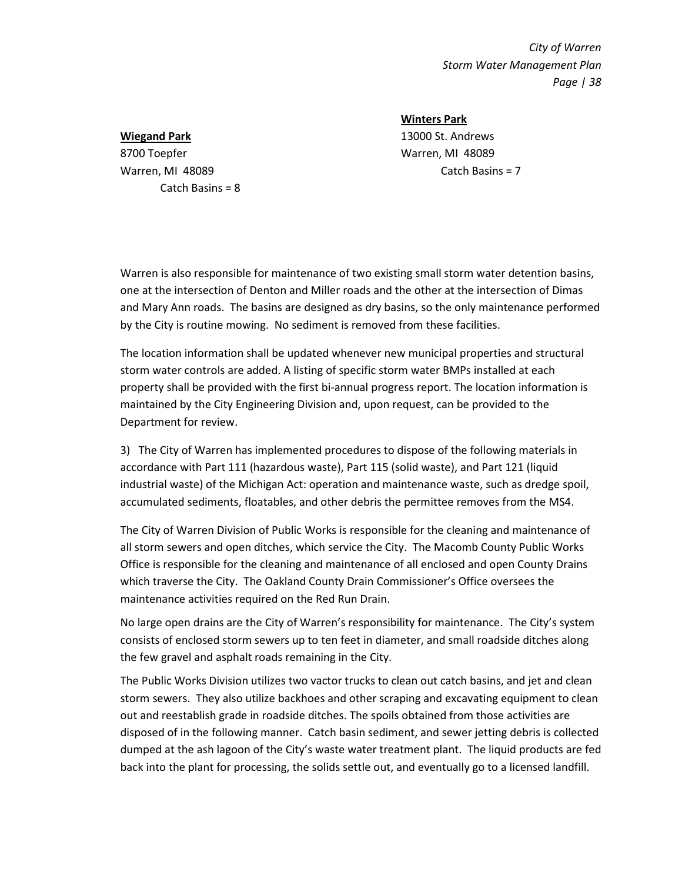**Wiegand Park**
8700 Toepfer
Warren, MI 48089
Catch Basins = 8

**Winters Park**
13000 St. Andrews
Warren, MI 48089
Catch Basins = 7

Warren is also responsible for maintenance of two existing small storm water detention basins, one at the intersection of Denton and Miller roads and the other at the intersection of Dimas and Mary Ann roads. The basins are designed as dry basins, so the only maintenance performed by the City is routine mowing. No sediment is removed from these facilities.

The location information shall be updated whenever new municipal properties and structural storm water controls are added. A listing of specific storm water BMPs installed at each property shall be provided with the first bi-annual progress report. The location information is maintained by the City Engineering Division and, upon request, can be provided to the Department for review.

3) The City of Warren has implemented procedures to dispose of the following materials in accordance with Part 111 (hazardous waste), Part 115 (solid waste), and Part 121 (liquid industrial waste) of the Michigan Act: operation and maintenance waste, such as dredge spoil, accumulated sediments, floatables, and other debris the permittee removes from the MS4.

The City of Warren Division of Public Works is responsible for the cleaning and maintenance of all storm sewers and open ditches, which service the City. The Macomb County Public Works Office is responsible for the cleaning and maintenance of all enclosed and open County Drains which traverse the City. The Oakland County Drain Commissioner's Office oversees the maintenance activities required on the Red Run Drain.

No large open drains are the City of Warren's responsibility for maintenance. The City's system consists of enclosed storm sewers up to ten feet in diameter, and small roadside ditches along the few gravel and asphalt roads remaining in the City.

The Public Works Division utilizes two vactor trucks to clean out catch basins, and jet and clean storm sewers. They also utilize backhoes and other scraping and excavating equipment to clean out and reestablish grade in roadside ditches. The spoils obtained from those activities are disposed of in the following manner. Catch basin sediment, and sewer jetting debris is collected dumped at the ash lagoon of the City's waste water treatment plant. The liquid products are fed back into the plant for processing, the solids settle out, and eventually go to a licensed landfill.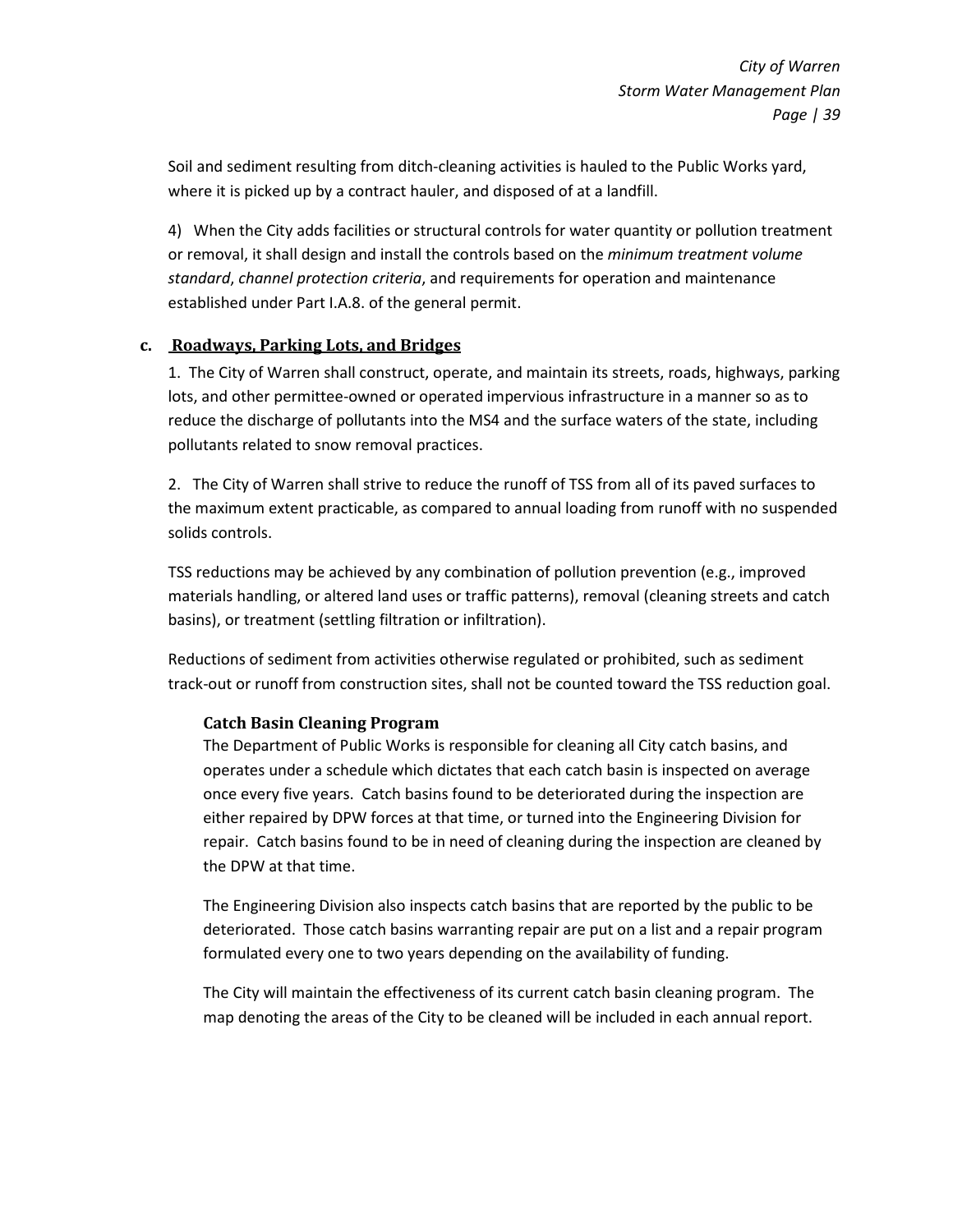Soil and sediment resulting from ditch-cleaning activities is hauled to the Public Works yard, where it is picked up by a contract hauler, and disposed of at a landfill.

4) When the City adds facilities or structural controls for water quantity or pollution treatment or removal, it shall design and install the controls based on the *minimum treatment volume standard*, *channel protection criteria*, and requirements for operation and maintenance established under Part I.A.8. of the general permit.

### c. Roadways, Parking Lots, and Bridges

1. The City of Warren shall construct, operate, and maintain its streets, roads, highways, parking lots, and other permittee-owned or operated impervious infrastructure in a manner so as to reduce the discharge of pollutants into the MS4 and the surface waters of the state, including pollutants related to snow removal practices.

2. The City of Warren shall strive to reduce the runoff of TSS from all of its paved surfaces to the maximum extent practicable, as compared to annual loading from runoff with no suspended solids controls.

TSS reductions may be achieved by any combination of pollution prevention (e.g., improved materials handling, or altered land uses or traffic patterns), removal (cleaning streets and catch basins), or treatment (settling filtration or infiltration).

Reductions of sediment from activities otherwise regulated or prohibited, such as sediment track-out or runoff from construction sites, shall not be counted toward the TSS reduction goal.

#### Catch Basin Cleaning Program

The Department of Public Works is responsible for cleaning all City catch basins, and operates under a schedule which dictates that each catch basin is inspected on average once every five years. Catch basins found to be deteriorated during the inspection are either repaired by DPW forces at that time, or turned into the Engineering Division for repair. Catch basins found to be in need of cleaning during the inspection are cleaned by the DPW at that time.

The Engineering Division also inspects catch basins that are reported by the public to be deteriorated. Those catch basins warranting repair are put on a list and a repair program formulated every one to two years depending on the availability of funding.

The City will maintain the effectiveness of its current catch basin cleaning program. The map denoting the areas of the City to be cleaned will be included in each annual report.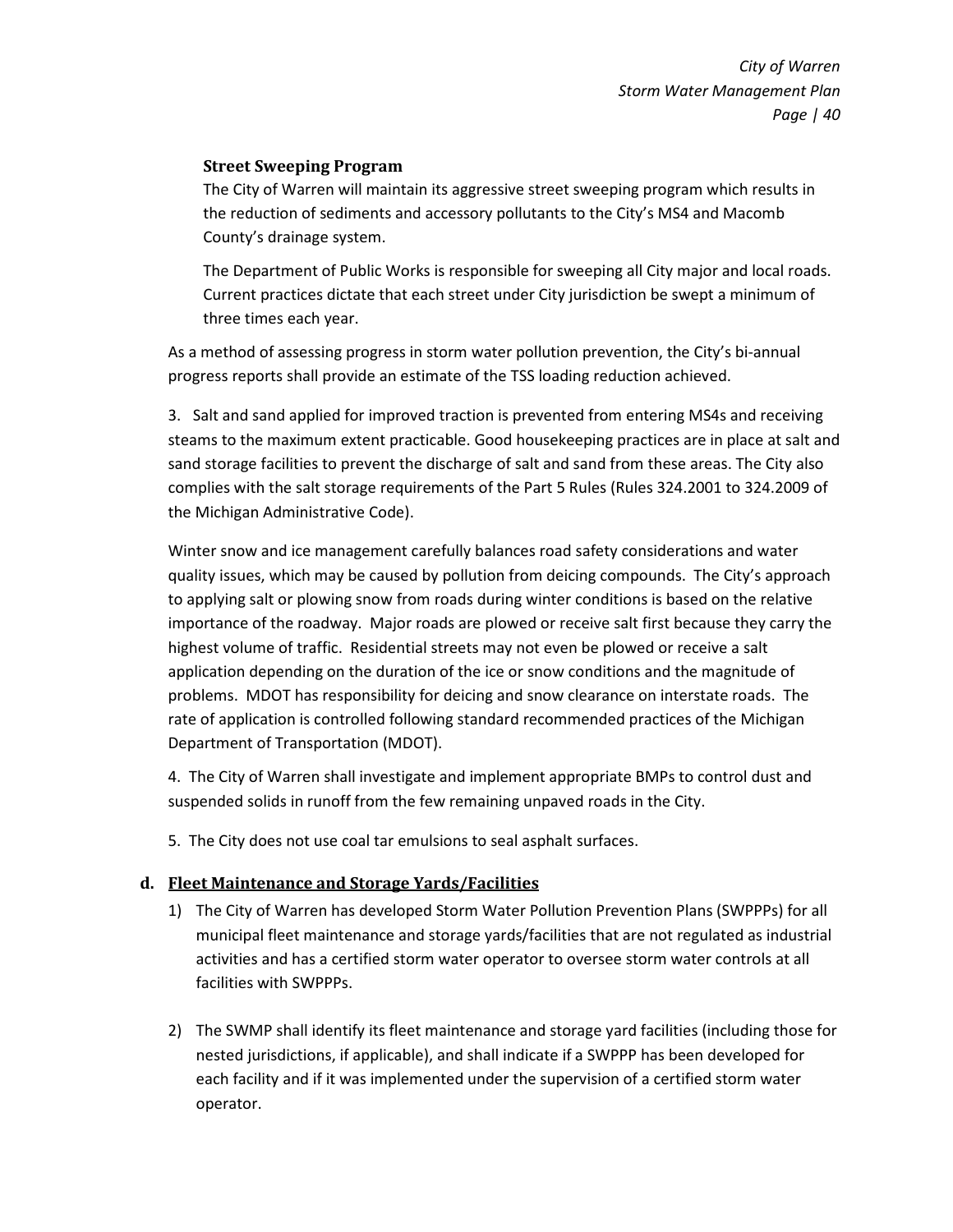**Street Sweeping Program**

The City of Warren will maintain its aggressive street sweeping program which results in the reduction of sediments and accessory pollutants to the City's MS4 and Macomb County's drainage system.

The Department of Public Works is responsible for sweeping all City major and local roads. Current practices dictate that each street under City jurisdiction be swept a minimum of three times each year.

As a method of assessing progress in storm water pollution prevention, the City's bi-annual progress reports shall provide an estimate of the TSS loading reduction achieved.

3. Salt and sand applied for improved traction is prevented from entering MS4s and receiving steams to the maximum extent practicable. Good housekeeping practices are in place at salt and sand storage facilities to prevent the discharge of salt and sand from these areas. The City also complies with the salt storage requirements of the Part 5 Rules (Rules 324.2001 to 324.2009 of the Michigan Administrative Code).

Winter snow and ice management carefully balances road safety considerations and water quality issues, which may be caused by pollution from deicing compounds. The City's approach to applying salt or plowing snow from roads during winter conditions is based on the relative importance of the roadway. Major roads are plowed or receive salt first because they carry the highest volume of traffic. Residential streets may not even be plowed or receive a salt application depending on the duration of the ice or snow conditions and the magnitude of problems. MDOT has responsibility for deicing and snow clearance on interstate roads. The rate of application is controlled following standard recommended practices of the Michigan Department of Transportation (MDOT).

4. The City of Warren shall investigate and implement appropriate BMPs to control dust and suspended solids in runoff from the few remaining unpaved roads in the City.

5. The City does not use coal tar emulsions to seal asphalt surfaces.

**d. <u>Fleet Maintenance and Storage Yards/Facilities</u>**

1) The City of Warren has developed Storm Water Pollution Prevention Plans (SWPPPs) for all municipal fleet maintenance and storage yards/facilities that are not regulated as industrial activities and has a certified storm water operator to oversee storm water controls at all facilities with SWPPPs.

2) The SWMP shall identify its fleet maintenance and storage yard facilities (including those for nested jurisdictions, if applicable), and shall indicate if a SWPPP has been developed for each facility and if it was implemented under the supervision of a certified storm water operator.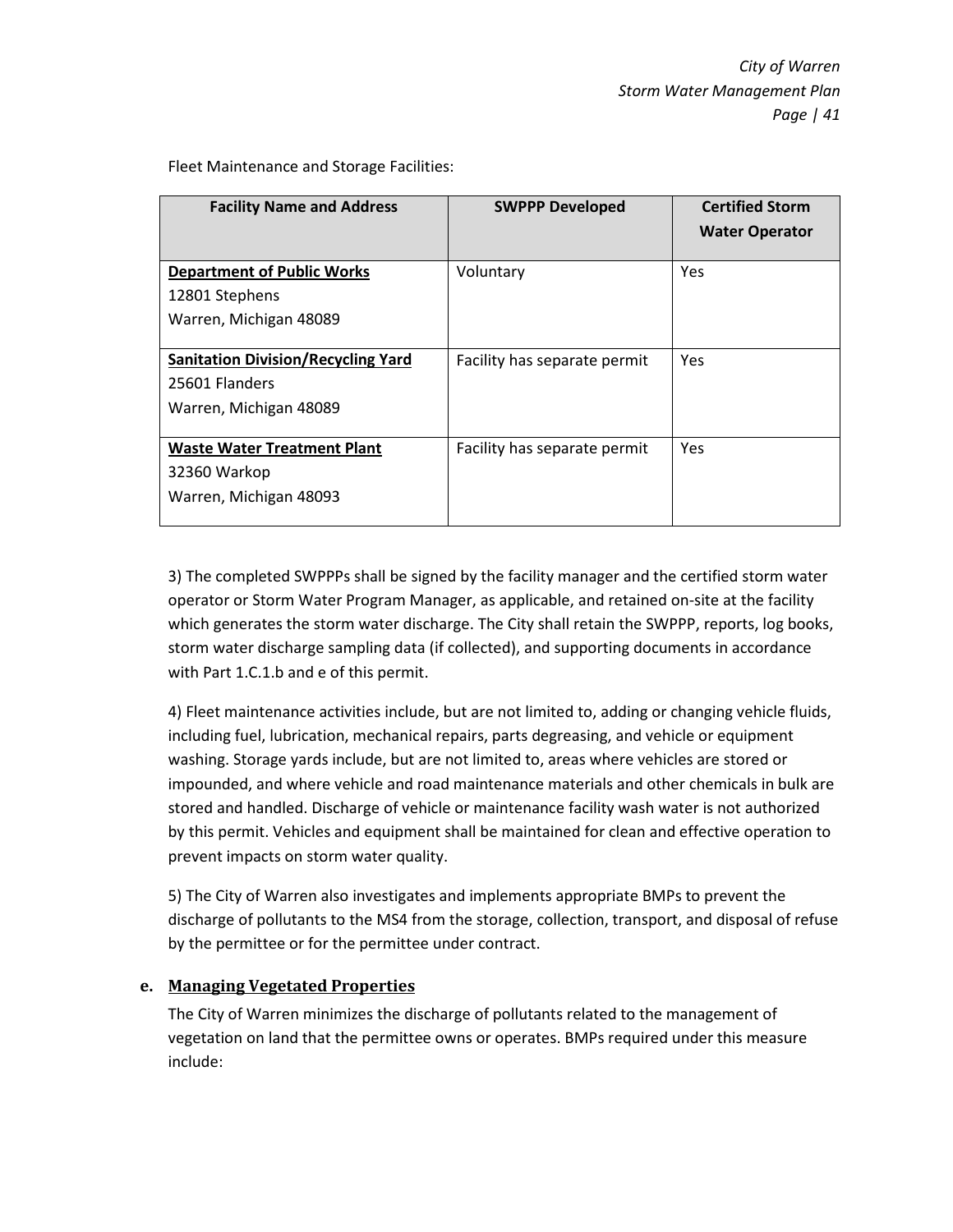Fleet Maintenance and Storage Facilities:

| Facility Name and Address | SWPPP Developed | Certified Storm Water Operator |
|---|---|---|
| **Department of Public Works**<br>12801 Stephens<br>Warren, Michigan 48089 | Voluntary | Yes |
| **Sanitation Division/Recycling Yard**<br>25601 Flanders<br>Warren, Michigan 48089 | Facility has separate permit | Yes |
| **Waste Water Treatment Plant**<br>32360 Warkop<br>Warren, Michigan 48093 | Facility has separate permit | Yes |

3) The completed SWPPPs shall be signed by the facility manager and the certified storm water operator or Storm Water Program Manager, as applicable, and retained on-site at the facility which generates the storm water discharge. The City shall retain the SWPPP, reports, log books, storm water discharge sampling data (if collected), and supporting documents in accordance with Part 1.C.1.b and e of this permit.

4) Fleet maintenance activities include, but are not limited to, adding or changing vehicle fluids, including fuel, lubrication, mechanical repairs, parts degreasing, and vehicle or equipment washing. Storage yards include, but are not limited to, areas where vehicles are stored or impounded, and where vehicle and road maintenance materials and other chemicals in bulk are stored and handled. Discharge of vehicle or maintenance facility wash water is not authorized by this permit. Vehicles and equipment shall be maintained for clean and effective operation to prevent impacts on storm water quality.

5) The City of Warren also investigates and implements appropriate BMPs to prevent the discharge of pollutants to the MS4 from the storage, collection, transport, and disposal of refuse by the permittee or for the permittee under contract.

### e. Managing Vegetated Properties

The City of Warren minimizes the discharge of pollutants related to the management of vegetation on land that the permittee owns or operates. BMPs required under this measure include: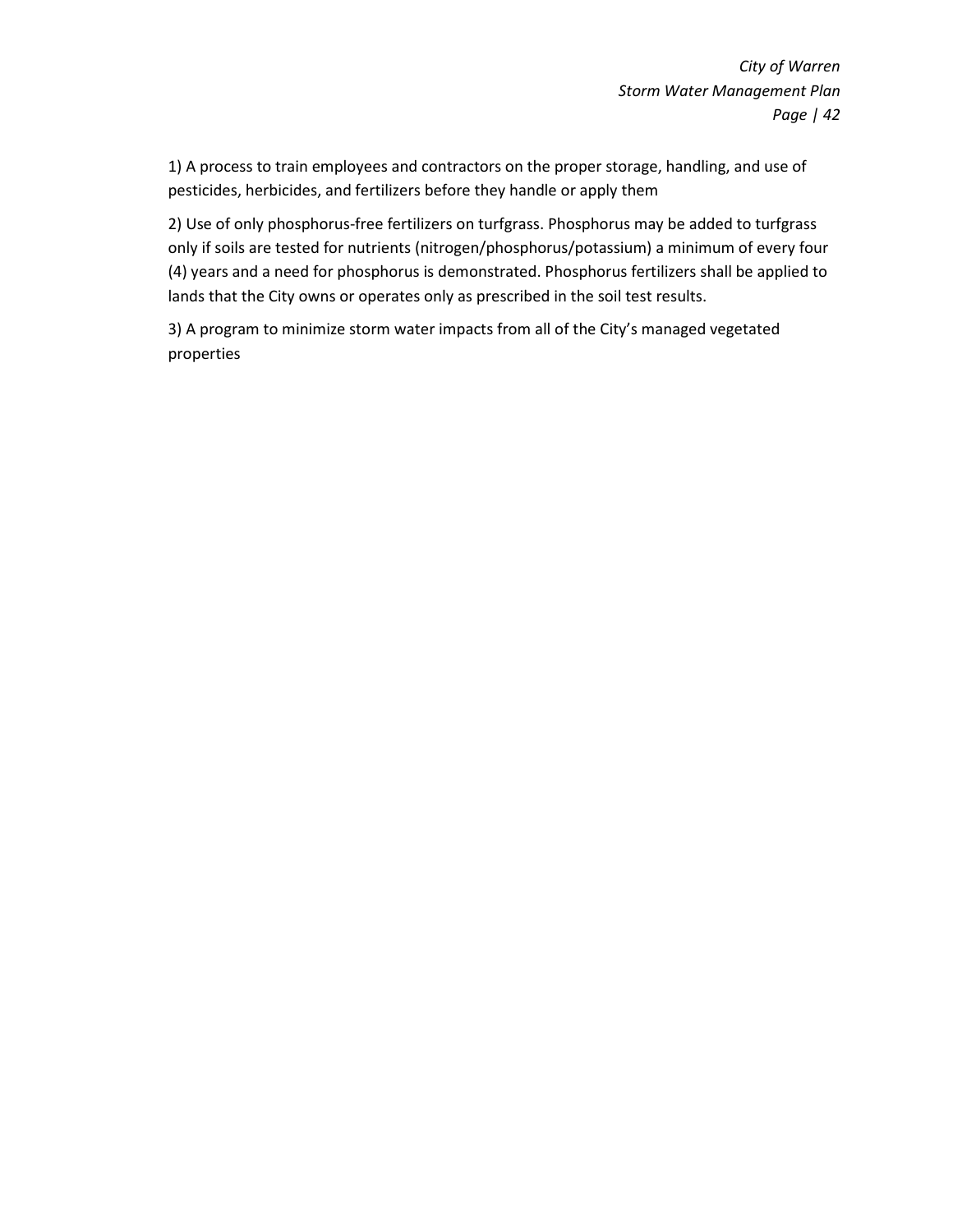1) A process to train employees and contractors on the proper storage, handling, and use of pesticides, herbicides, and fertilizers before they handle or apply them

2) Use of only phosphorus-free fertilizers on turfgrass. Phosphorus may be added to turfgrass only if soils are tested for nutrients (nitrogen/phosphorus/potassium) a minimum of every four (4) years and a need for phosphorus is demonstrated. Phosphorus fertilizers shall be applied to lands that the City owns or operates only as prescribed in the soil test results.

3) A program to minimize storm water impacts from all of the City's managed vegetated properties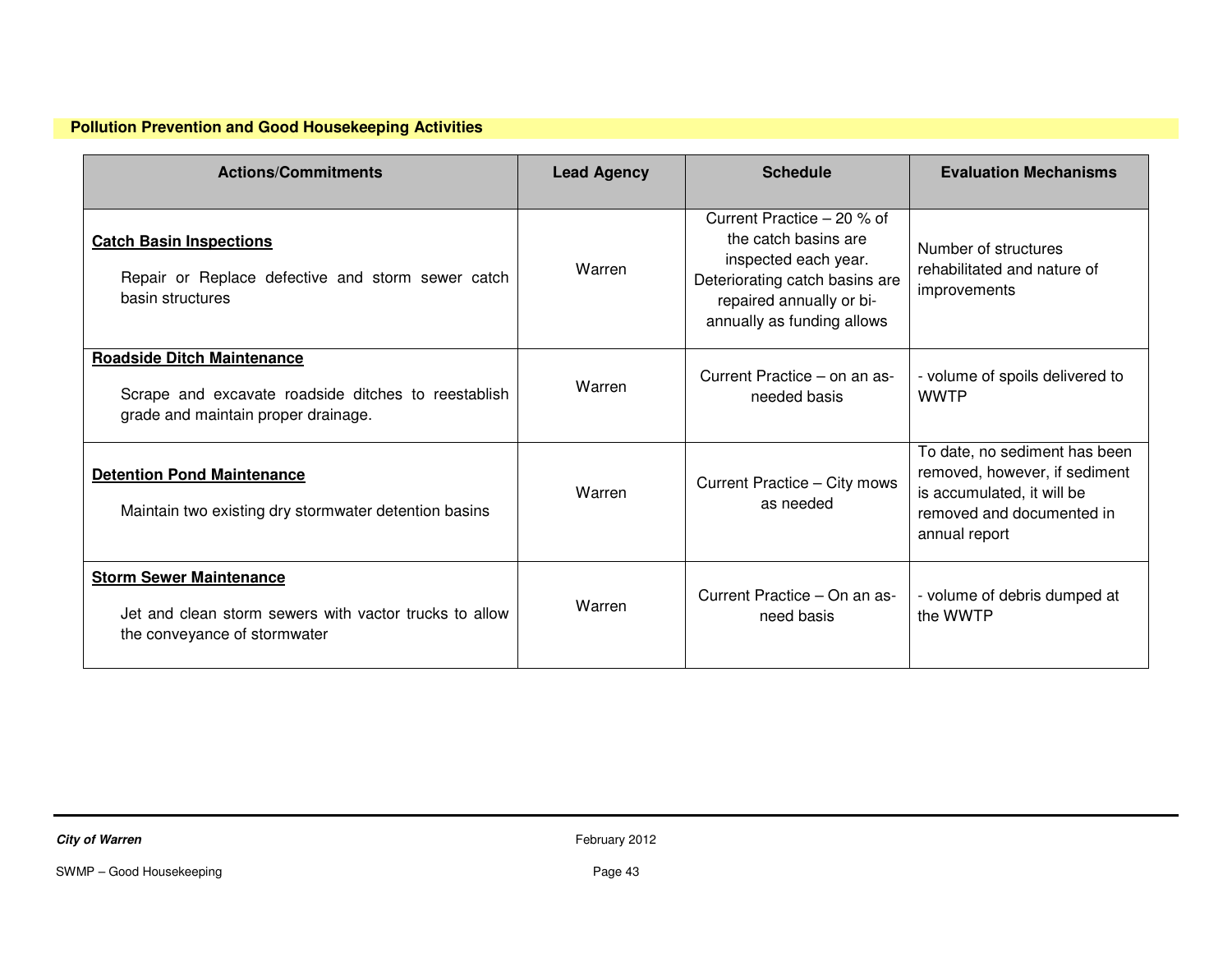**Pollution Prevention and Good Housekeeping Activities**

| Actions/Commitments | Lead Agency | Schedule | Evaluation Mechanisms |
|---|---|---|---|
| **Catch Basin Inspections**<br><br>Repair or Replace defective and storm sewer catch basin structures | Warren | Current Practice – 20 % of the catch basins are inspected each year. Deteriorating catch basins are repaired annually or bi-annually as funding allows | Number of structures rehabilitated and nature of improvements |
| **Roadside Ditch Maintenance**<br><br>Scrape and excavate roadside ditches to reestablish grade and maintain proper drainage. | Warren | Current Practice – on an as-needed basis | - volume of spoils delivered to WWTP |
| **Detention Pond Maintenance**<br><br>Maintain two existing dry stormwater detention basins | Warren | Current Practice – City mows as needed | To date, no sediment has been removed, however, if sediment is accumulated, it will be removed and documented in annual report |
| **Storm Sewer Maintenance**<br><br>Jet and clean storm sewers with vactor trucks to allow the conveyance of stormwater | Warren | Current Practice – On an as-need basis | - volume of debris dumped at the WWTP |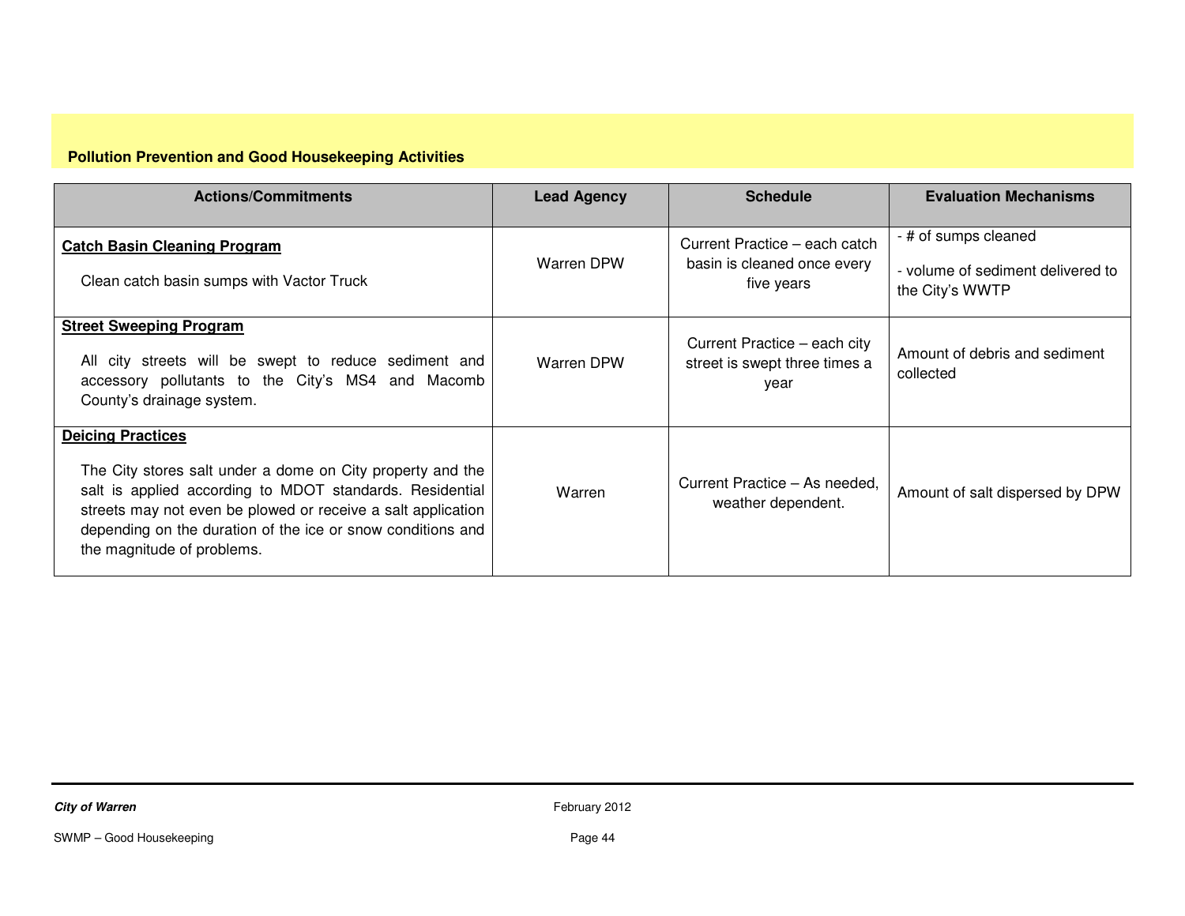## Pollution Prevention and Good Housekeeping Activities

| Actions/Commitments | Lead Agency | Schedule | Evaluation Mechanisms |
|---|---|---|---|
| **Catch Basin Cleaning Program**<br><br>Clean catch basin sumps with Vactor Truck | Warren DPW | Current Practice – each catch basin is cleaned once every five years | - # of sumps cleaned<br><br>- volume of sediment delivered to the City's WWTP |
| **Street Sweeping Program**<br><br>All city streets will be swept to reduce sediment and accessory pollutants to the City's MS4 and Macomb County's drainage system. | Warren DPW | Current Practice – each city street is swept three times a year | Amount of debris and sediment collected |
| **Deicing Practices**<br><br>The City stores salt under a dome on City property and the salt is applied according to MDOT standards. Residential streets may not even be plowed or receive a salt application depending on the duration of the ice or snow conditions and the magnitude of problems. | Warren | Current Practice – As needed, weather dependent. | Amount of salt dispersed by DPW |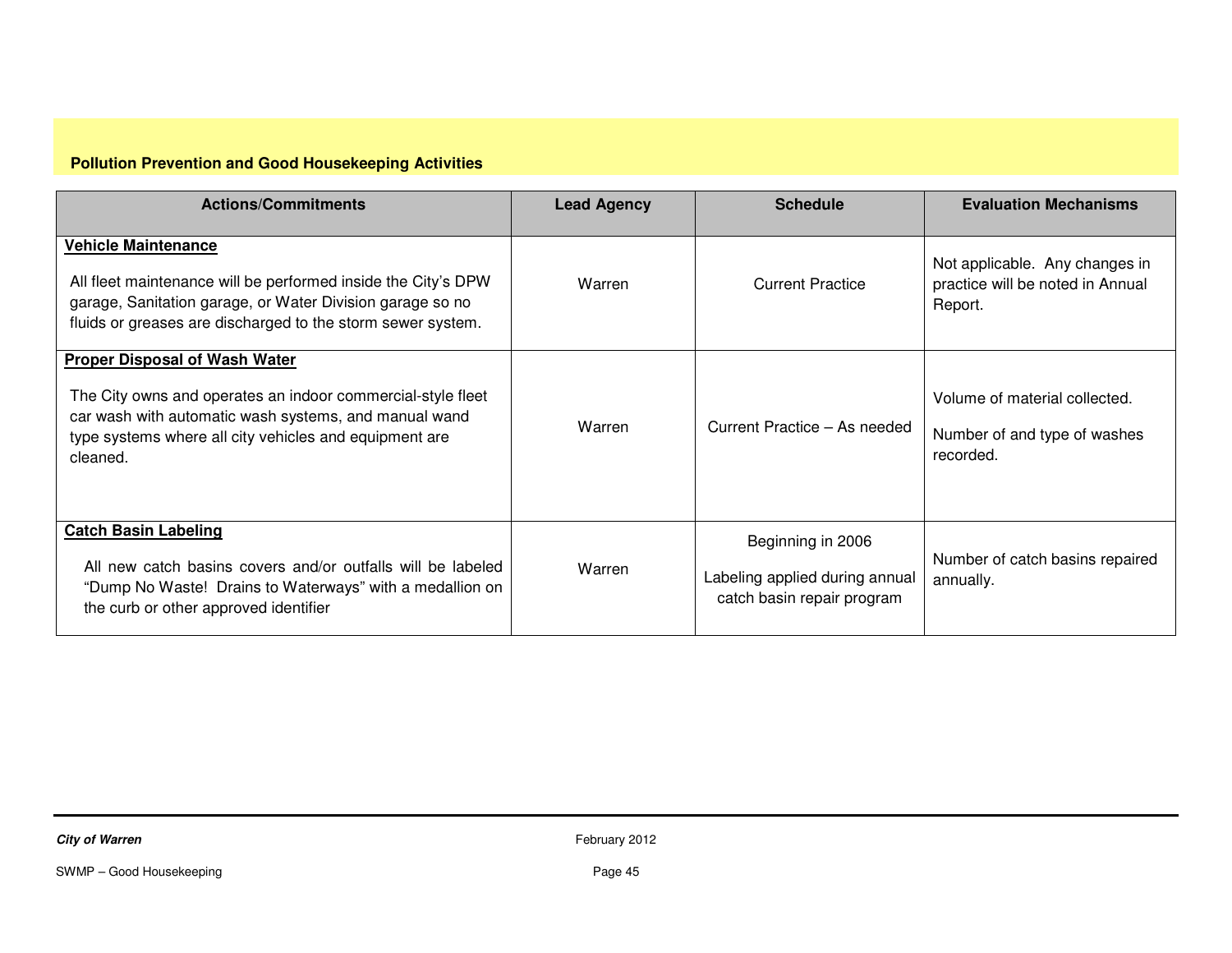## Pollution Prevention and Good Housekeeping Activities

| Actions/Commitments | Lead Agency | Schedule | Evaluation Mechanisms |
|---|---|---|---|
| **Vehicle Maintenance**<br><br>All fleet maintenance will be performed inside the City's DPW garage, Sanitation garage, or Water Division garage so no fluids or greases are discharged to the storm sewer system. | Warren | Current Practice | Not applicable. Any changes in practice will be noted in Annual Report. |
| **Proper Disposal of Wash Water**<br><br>The City owns and operates an indoor commercial-style fleet car wash with automatic wash systems, and manual wand type systems where all city vehicles and equipment are cleaned. | Warren | Current Practice – As needed | Volume of material collected.<br><br>Number of and type of washes recorded. |
| **Catch Basin Labeling**<br><br>All new catch basins covers and/or outfalls will be labeled "Dump No Waste! Drains to Waterways" with a medallion on the curb or other approved identifier | Warren | Beginning in 2006<br><br>Labeling applied during annual catch basin repair program | Number of catch basins repaired annually. |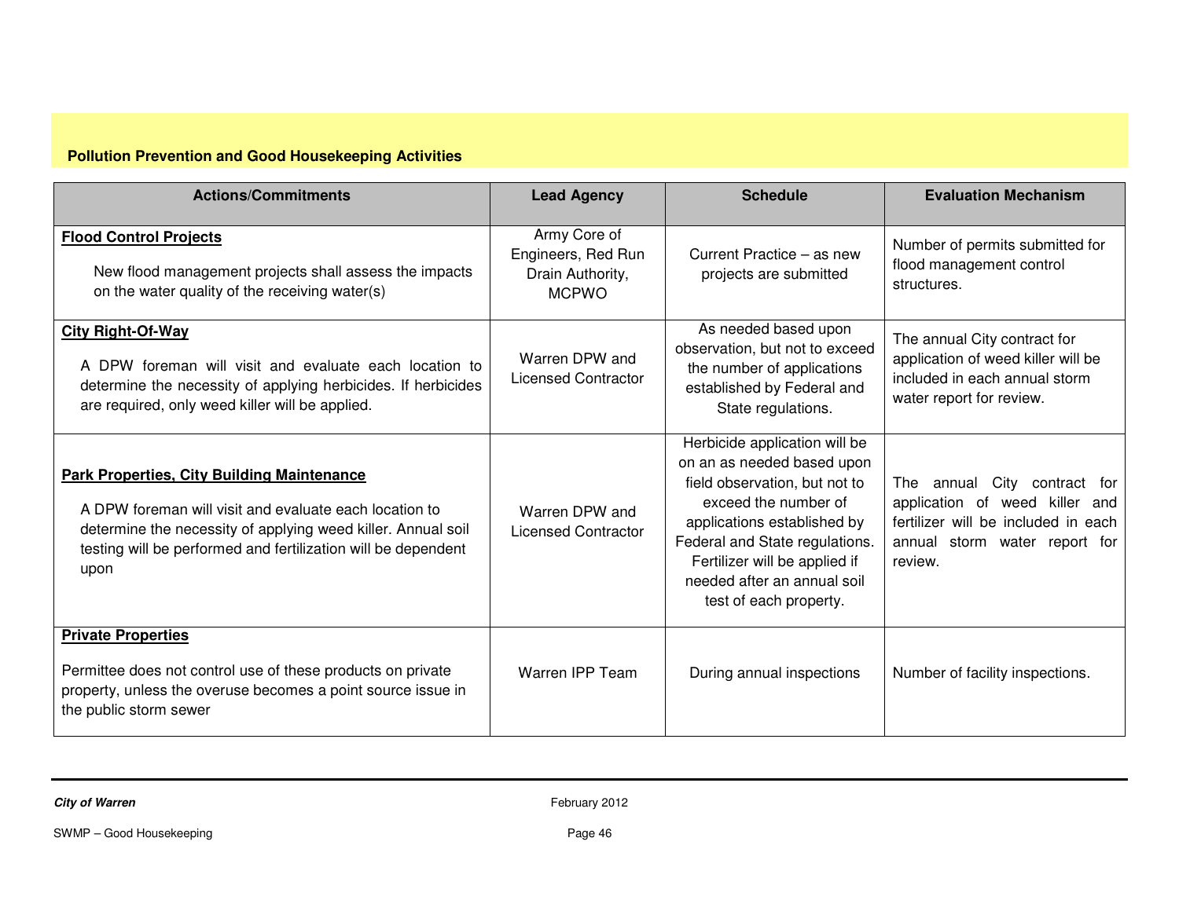**Pollution Prevention and Good Housekeeping Activities**

| Actions/Commitments | Lead Agency | Schedule | Evaluation Mechanism |
|---|---|---|---|
| **Flood Control Projects**<br><br>New flood management projects shall assess the impacts on the water quality of the receiving water(s) | Army Core of Engineers, Red Run Drain Authority, MCPWO | Current Practice – as new projects are submitted | Number of permits submitted for flood management control structures. |
| **City Right-Of-Way**<br><br>A DPW foreman will visit and evaluate each location to determine the necessity of applying herbicides. If herbicides are required, only weed killer will be applied. | Warren DPW and Licensed Contractor | As needed based upon observation, but not to exceed the number of applications established by Federal and State regulations. | The annual City contract for application of weed killer will be included in each annual storm water report for review. |
| **Park Properties, City Building Maintenance**<br><br>A DPW foreman will visit and evaluate each location to determine the necessity of applying weed killer. Annual soil testing will be performed and fertilization will be dependent upon | Warren DPW and Licensed Contractor | Herbicide application will be on an as needed based upon field observation, but not to exceed the number of applications established by Federal and State regulations. Fertilizer will be applied if needed after an annual soil test of each property. | The annual City contract for application of weed killer and fertilizer will be included in each annual storm water report for review. |
| **Private Properties**<br><br>Permittee does not control use of these products on private property, unless the overuse becomes a point source issue in the public storm sewer | Warren IPP Team | During annual inspections | Number of facility inspections. |